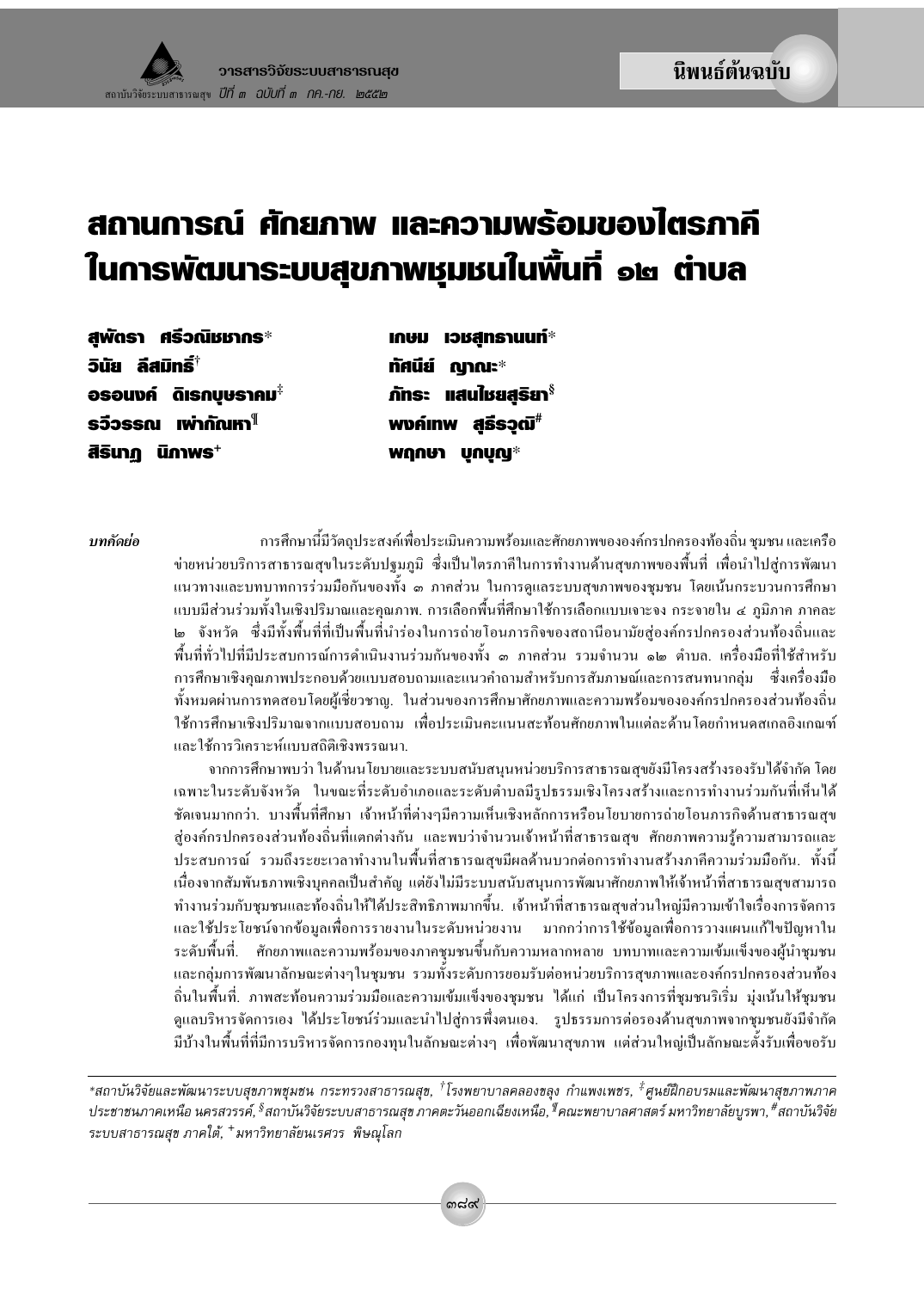นิพนธ์ต้นฉบับ

# สถานการณ์ ศักยภาพ และความพร้อมของไตรภาคีในการพัฒนาระบบสุขภาพชุมชนในพื้นที่ ๑๒ ตำบล

**สุพัตรา ศรีวณิชชากร*** 
**เกษม เวชสุทธานนท์*** 
**วินัย ลีสมิทธิ์†** 
**ทัศนีย์ ญาณะ*** 
**อรอนงค์ ดิเรกบุษราคม‡** 
**ภัทระ แสนไชยสุริยา§** 
**รวีวรรณ เผ่ากัณหา¶** 
**พงค์เทพ สุธีรวุฒิ#** 
**สิรินาฏ นิภาพร+** 
**พฤกษา บุกบุญ***

*บทคัดย่อ* การศึกษานี้มีวัตถุประสงค์เพื่อประเมินความพร้อมและศักยภาพขององค์กรปกครองท้องถิ่น ชุมชน และเครือข่ายหน่วยบริการสาธารณสุขในระดับปฐมภูมิ ซึ่งเป็นไตรภาคีในการทำงานด้านสุขภาพของพื้นที่ เพื่อนำไปสู่การพัฒนาแนวทางและบทบาทการร่วมมือกันของทั้ง ๓ ภาคส่วน ในการดูแลระบบสุขภาพของชุมชน โดยเน้นกระบวนการศึกษาแบบมีส่วนร่วมทั้งในเชิงปริมาณและคุณภาพ. การเลือกพื้นที่ศึกษาใช้การเลือกแบบเจาะจง กระจายใน ๔ ภูมิภาค ภาคละ ๒ จังหวัด ซึ่งมีทั้งพื้นที่ที่เป็นพื้นที่นำร่องในการถ่ายโอนภารกิจของสถานีอนามัยสู่องค์กรปกครองส่วนท้องถิ่นและพื้นที่ทั่วไปที่มีประสบการณ์การดำเนินงานร่วมกันของทั้ง ๓ ภาคส่วน รวมจำนวน ๑๒ ตำบล. เครื่องมือที่ใช้สำหรับการศึกษาเชิงคุณภาพประกอบด้วยแบบสอบถามและแนวคำถามสำหรับการสัมภาษณ์และการสนทนากลุ่ม ซึ่งเครื่องมือทั้งหมดผ่านการทดสอบโดยผู้เชี่ยวชาญ. ในส่วนของการศึกษาศักยภาพและความพร้อมขององค์กรปกครองส่วนท้องถิ่นใช้การศึกษาเชิงปริมาณจากแบบสอบถาม เพื่อประเมินคะแนนสะท้อนศักยภาพในแต่ละด้านโดยกำหนดสเกลอิงเกณฑ์และใช้การวิเคราะห์แบบสถิติเชิงพรรณนา.

จากการศึกษาพบว่า ในด้านนโยบายและระบบสนับสนุนหน่วยบริการสาธารณสุขยังมีโครงสร้างรองรับได้จำกัด โดยเฉพาะในระดับจังหวัด ในขณะที่ระดับอำเภอและระดับตำบลมีรูปธรรมเชิงโครงสร้างและการทำงานร่วมกันที่เห็นได้ชัดเจนมากกว่า. บางพื้นที่ศึกษา เจ้าหน้าที่ต่างๆมีความเห็นเชิงหลักการหรือนโยบายการถ่ายโอนภารกิจด้านสาธารณสุขสู่องค์กรปกครองส่วนท้องถิ่นที่แตกต่างกัน และพบว่าจำนวนเจ้าหน้าที่สาธารณสุข ศักยภาพความรู้ความสามารถและประสบการณ์ รวมถึงระยะเวลาทำงานในพื้นที่สาธารณสุขมีผลด้านบวกต่อการทำงานสร้างภาคีความร่วมมือกัน. ทั้งนี้เนื่องจากสัมพันธภาพเชิงบุคคลเป็นสำคัญ แต่ยังไม่มีระบบสนับสนุนการพัฒนาศักยภาพให้เจ้าหน้าที่สาธารณสุขสามารถทำงานร่วมกับชุมชนและท้องถิ่นให้ได้ประสิทธิภาพมากขึ้น. เจ้าหน้าที่สาธารณสุขส่วนใหญ่มีความเข้าใจเรื่องการจัดการและใช้ประโยชน์จากข้อมูลเพื่อการรายงานในระดับหน่วยงาน มากกว่าการใช้ข้อมูลเพื่อการวางแผนแก้ไขปัญหาในระดับพื้นที่. ศักยภาพและความพร้อมของภาคชุมชนขึ้นกับความหลากหลาย บทบาทและความเข้มแข็งของผู้นำชุมชนและกลุ่มการพัฒนาลักษณะต่างๆในชุมชน รวมทั้งระดับการยอมรับต่อหน่วยบริการสุขภาพและองค์กรปกครองส่วนท้องถิ่นในพื้นที่. ภาพสะท้อนความร่วมมือและความเข้มแข็งของชุมชน ได้แก่ เป็นโครงการที่ชุมชนริเริ่ม มุ่งเน้นให้ชุมชนดูแลบริหารจัดการเอง ได้ประโยชน์ร่วมและนำไปสู่การพึ่งตนเอง. รูปธรรมการต่อรองด้านสุขภาพจากชุมชนยังมีจำกัด มีบ้างในพื้นที่ที่มีการบริหารจัดการกองทุนในลักษณะต่างๆ เพื่อพัฒนาสุขภาพ แต่ส่วนใหญ่เป็นลักษณะตั้งรับเพื่อรอรับ

---

*สถาบันวิจัยและพัฒนาระบบสุขภาพชุมชน กระทรวงสาธารณสุข, †โรงพยาบาลคลองขลุง กำแพงเพชร, ‡ศูนย์ฝึกอบรมและพัฒนาสุขภาพภาคประชาชนภาคเหนือ นครสวรรค์, §สถาบันวิจัยระบบสาธารณสุข ภาคตะวันออกเฉียงเหนือ, ¶คณะพยาบาลศาสตร์ มหาวิทยาลัยบูรพา, #สถาบันวิจัยระบบสาธารณสุข ภาคใต้, +มหาวิทยาลัยนเรศวร พิษณุโลก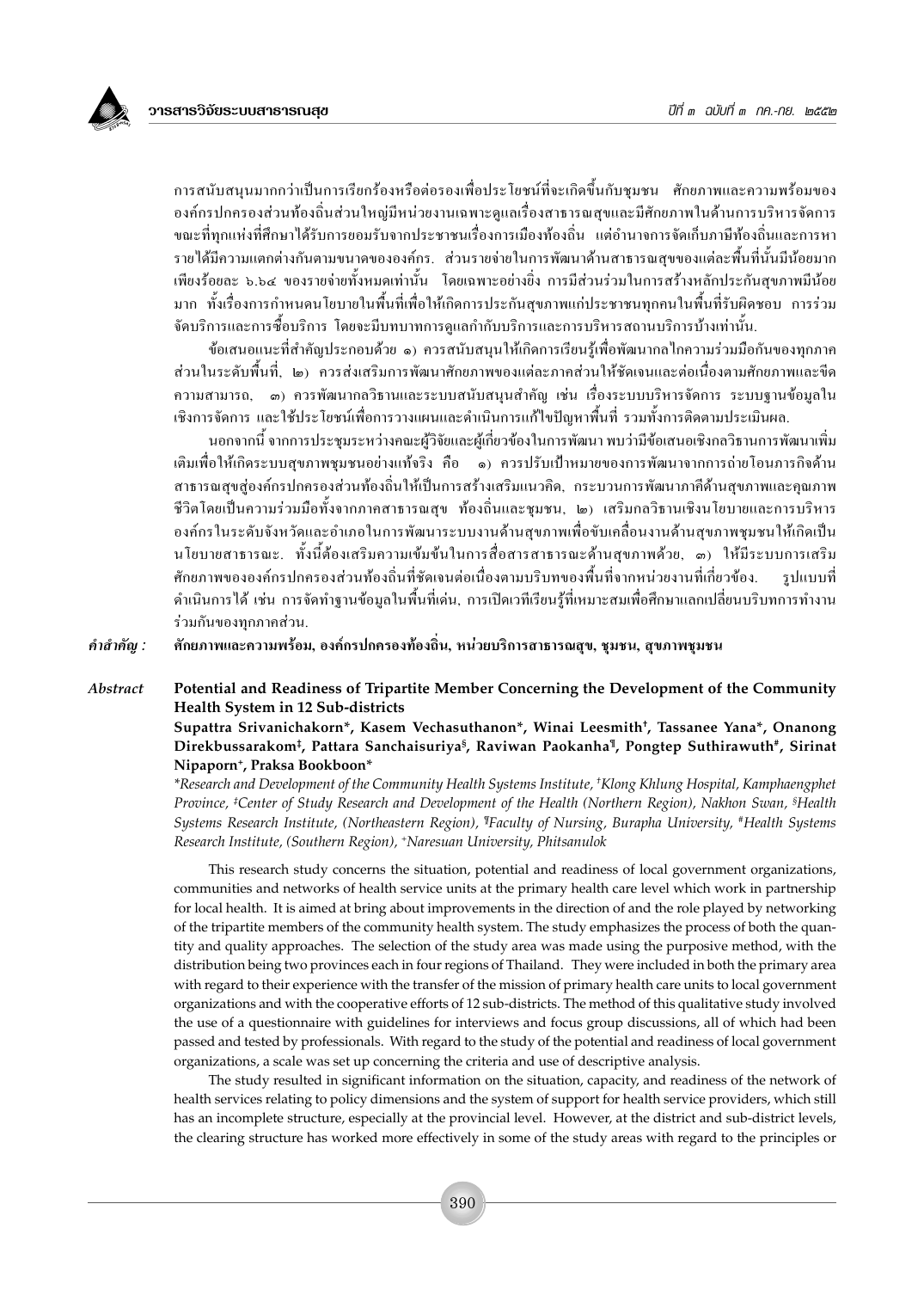การสนับสนุนมากกว่าเป็นการเรียกร้องหรือต่อรองเพื่อประโยชน์ที่จะเกิดขึ้นกับชุมชน ศักยภาพและความพร้อมขององค์กรปกครองส่วนท้องถิ่นส่วนใหญ่มีหน่วยงานเฉพาะดูแลเรื่องสาธารณสุขและมีศักยภาพในด้านการบริหารจัดการ ขณะที่ทุกแห่งที่ศึกษาได้รับการยอมรับจากประชาชนเรื่องการเมืองท้องถิ่น แต่อำนาจการจัดเก็บภาษีท้องถิ่นและการหารายได้มีความแตกต่างกันตามขนาดขององค์กร. ส่วนรายจ่ายในการพัฒนาด้านสาธารณสุขของแต่ละพื้นที่นั้นมีน้อยมาก เพียงร้อยละ ๖.๖๔ ของรายจ่ายทั้งหมดเท่านั้น โดยเฉพาะอย่างยิ่ง การมีส่วนร่วมในการสร้างหลักประกันสุขภาพมีน้อยมาก ทั้งเรื่องการกำหนดนโยบายในพื้นที่เพื่อให้เกิดการประกันสุขภาพแก่ประชาชนทุกคนในพื้นที่รับผิดชอบ การร่วมจัดบริการและการซื้อบริการ โดยจะมีบทบาทการดูแลกำกับบริการและการบริหารสถานบริการบ้างเท่านั้น.

ข้อเสนอแนะที่สำคัญประกอบด้วย ๑) ควรสนับสนุนให้เกิดการเรียนรู้เพื่อพัฒนากลไกความร่วมมือกันของทุกภาคส่วนในระดับพื้นที่, ๒) ควรส่งเสริมการพัฒนาศักยภาพของแต่ละภาคส่วนให้ชัดเจนและต่อเนื่องตามศักยภาพและขีดความสามารถ, ๓) ควรพัฒนากลวิธานและระบบสนับสนุนสำคัญ เช่น เรื่องระบบบริหารจัดการ ระบบฐานข้อมูลในเชิงการจัดการ และใช้ประโยชน์เพื่อการวางแผนและดำเนินการแก้ไขปัญหาพื้นที่ รวมทั้งการติดตามประเมินผล.

นอกจากนี้ จากการประชุมระหว่างคณะผู้วิจัยและผู้เกี่ยวข้องในการพัฒนา พบว่ามีข้อเสนอเชิงกลวิธานการพัฒนาเพิ่มเติมเพื่อให้เกิดระบบสุขภาพชุมชนอย่างแท้จริง คือ ๑) ควรปรับเป้าหมายของการพัฒนาจากการถ่ายโอนภารกิจด้านสาธารณสุขสู่องค์กรปกครองส่วนท้องถิ่นให้เป็นการสร้างเสริมแนวคิด, กระบวนการพัฒนาภาคีด้านสุขภาพและคุณภาพชีวิตโดยเป็นความร่วมมือทั้งจากภาคสาธารณสุข ท้องถิ่นและชุมชน, ๒) เสริมกลวิธานเชิงนโยบายและการบริหารองค์กรในระดับจังหวัดและอำเภอในการพัฒนาระบบงานด้านสุขภาพเพื่อขับเคลื่อนงานด้านสุขภาพชุมชนให้เกิดเป็นนโยบายสาธารณะ. ทั้งนี้ต้องเสริมความเข้มข้นในการสื่อสารสาธารณะด้านสุขภาพด้วย, ๓) ให้มีระบบการเสริมศักยภาพขององค์กรปกครองส่วนท้องถิ่นที่ชัดเจนต่อเนื่องตามบริบทของพื้นที่จากหน่วยงานที่เกี่ยวข้อง. รูปแบบที่ดำเนินการได้ เช่น การจัดทำฐานข้อมูลในพื้นที่เด่น, การเปิดเวทีเรียนรู้ที่เหมาะสมเพื่อศึกษาแลกเปลี่ยนบริบทการทำงานร่วมกันของทุกภาคส่วน.

***คำสำคัญ :*** **ศักยภาพและความพร้อม, องค์กรปกครองท้องถิ่น, หน่วยบริการสาธารณสุข, ชุมชน, สุขภาพชุมชน**

***Abstract*** **Potential and Readiness of Tripartite Member Concerning the Development of the Community Health System in 12 Sub-districts**

**Supattra Srivanichakorn\*, Kasem Vechasuthanon\*, Winai Leesmith[†], Tassanee Yana\*, Onanong Direkbussarakom[‡], Pattara Sanchaisuriya[§], Raviwan Paokanha[¶], Pongtep Suthirawuth[#], Sirinat Nipaporn[+], Praksa Bookboon\***

*\*Research and Development of the Community Health Systems Institute, [†]Klong Khlung Hospital, Kamphaengphet Province, [‡]Center of Study Research and Development of the Health (Northern Region), Nakhon Swan, [§]Health Systems Research Institute, (Northeastern Region), [¶]Faculty of Nursing, Burapha University, [#]Health Systems Research Institute, (Southern Region), [+]Naresuan University, Phitsanulok*

This research study concerns the situation, potential and readiness of local government organizations, communities and networks of health service units at the primary health care level which work in partnership for local health. It is aimed at bring about improvements in the direction of and the role played by networking of the tripartite members of the community health system. The study emphasizes the process of both the quantity and quality approaches. The selection of the study area was made using the purposive method, with the distribution being two provinces each in four regions of Thailand. They were included in both the primary area with regard to their experience with the transfer of the mission of primary health care units to local government organizations and with the cooperative efforts of 12 sub-districts. The method of this qualitative study involved the use of a questionnaire with guidelines for interviews and focus group discussions, all of which had been passed and tested by professionals. With regard to the study of the potential and readiness of local government organizations, a scale was set up concerning the criteria and use of descriptive analysis.

The study resulted in significant information on the situation, capacity, and readiness of the network of health services relating to policy dimensions and the system of support for health service providers, which still has an incomplete structure, especially at the provincial level. However, at the district and sub-district levels, the clearing structure has worked more effectively in some of the study areas with regard to the principles or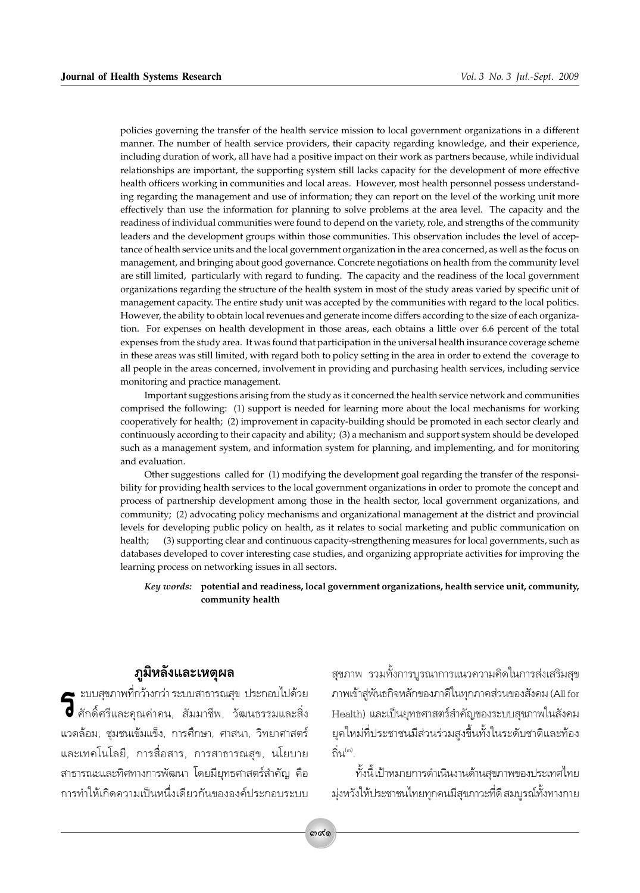policies governing the transfer of the health service mission to local government organizations in a different manner. The number of health service providers, their capacity regarding knowledge, and their experience, including duration of work, all have had a positive impact on their work as partners because, while individual relationships are important, the supporting system still lacks capacity for the development of more effective health officers working in communities and local areas. However, most health personnel possess understanding regarding the management and use of information; they can report on the level of the working unit more effectively than use the information for planning to solve problems at the area level. The capacity and the readiness of individual communities were found to depend on the variety, role, and strengths of the community leaders and the development groups within those communities. This observation includes the level of acceptance of health service units and the local government organization in the area concerned, as well as the focus on management, and bringing about good governance. Concrete negotiations on health from the community level are still limited, particularly with regard to funding. The capacity and the readiness of the local government organizations regarding the structure of the health system in most of the study areas varied by specific unit of management capacity. The entire study unit was accepted by the communities with regard to the local politics. However, the ability to obtain local revenues and generate income differs according to the size of each organization. For expenses on health development in those areas, each obtains a little over 6.6 percent of the total expenses from the study area. It was found that participation in the universal health insurance coverage scheme in these areas was still limited, with regard both to policy setting in the area in order to extend the coverage to all people in the areas concerned, involvement in providing and purchasing health services, including service monitoring and practice management.

Important suggestions arising from the study as it concerned the health service network and communities comprised the following: (1) support is needed for learning more about the local mechanisms for working cooperatively for health; (2) improvement in capacity-building should be promoted in each sector clearly and continuously according to their capacity and ability; (3) a mechanism and support system should be developed such as a management system, and information system for planning, and implementing, and for monitoring and evaluation.

Other suggestions called for (1) modifying the development goal regarding the transfer of the responsibility for providing health services to the local government organizations in order to promote the concept and process of partnership development among those in the health sector, local government organizations, and community; (2) advocating policy mechanisms and organizational management at the district and provincial levels for developing public policy on health, as it relates to social marketing and public communication on health; (3) supporting clear and continuous capacity-strengthening measures for local governments, such as databases developed to cover interesting case studies, and organizing appropriate activities for improving the learning process on networking issues in all sectors.

*Key words:* **potential and readiness, local government organizations, health service unit, community, community health**

## ภูมิหลังและเหตุผล

ระบบสุขภาพที่กว้างกว่าระบบสาธารณสุข ประกอบไปด้วย ศักดิ์ศรีและคุณค่าคน, สัมมาชีพ, วัฒนธรรมและสิ่งแวดล้อม, ชุมชนเข้มแข็ง, การศึกษา, ศาสนา, วิทยาศาสตร์และเทคโนโลยี, การสื่อสาร, การสาธารณสุข, นโยบายสาธารณะและทิศทางการพัฒนา โดยมียุทธศาสตร์สำคัญ คือ การทำให้เกิดความเป็นหนึ่งเดียวกันขององค์ประกอบระบบสุขภาพ รวมทั้งการบูรณาการแนวความคิดในการส่งเสริมสุขภาพเข้าสู่พันธกิจหลักของภาคีในทุกภาคส่วนของสังคม (All for Health) และเป็นยุทธศาสตร์สำคัญของระบบสุขภาพในสังคมยุคใหม่ที่ประชาชนมีส่วนร่วมสูงขึ้นทั้งในระดับชาติและท้องถิ่น[๓].

ทั้งนี้เป้าหมายการดำเนินงานด้านสุขภาพของประเทศไทยมุ่งหวังให้ประชาชนไทยทุกคนมีสุขภาวะที่ดี สมบูรณ์ทั้งทางกาย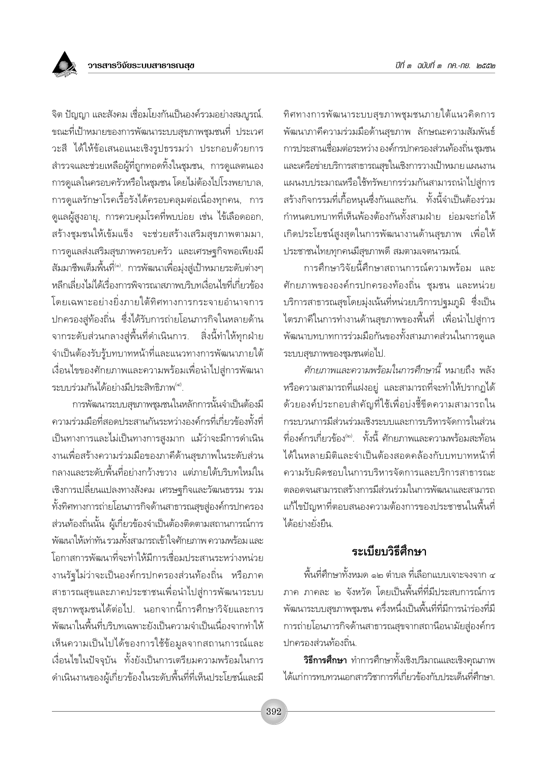จิต ปัญญา และสังคม เชื่อมโยงกันเป็นองค์รวมอย่างสมบูรณ์. ขณะที่เป้าหมายของการพัฒนาระบบสุขภาพชุมชนที่ ประเวศ วะสี ได้ให้ข้อเสนอแนะเชิงรูปธรรมว่า ประกอบด้วยการสำรวจและช่วยเหลือผู้ที่ถูกทอดทิ้งในชุมชน, การดูแลตนเอง การดูแลในครอบครัวหรือในชุมชน โดยไม่ต้องไปโรงพยาบาล, การดูแลรักษาโรคเรื้อรังได้ครอบคลุมต่อเนื่องทุกคน, การดูแลผู้สูงอายุ, การควบคุมโรคที่พบบ่อย เช่น ไข้เลือดออก, สร้างชุมชนให้เข้มแข็ง จะช่วยสร้างเสริมสุขภาพตามมา, การดูแลส่งเสริมสุขภาพครอบครัว และเศรษฐกิจพอเพียงมีสัมมาชีพเต็มพื้นที่[๑]. การพัฒนาเพื่อมุ่งสู่เป้าหมายระดับต่างๆ หลีกเลี่ยงไม่ได้เรื่องการพิจารณาสภาพบริบทเงื่อนไขที่เกี่ยวข้อง โดยเฉพาะอย่างยิ่งภายใต้ทิศทางการกระจายอำนาจการปกครองสู่ท้องถิ่น ซึ่งได้รับการถ่ายโอนภารกิจในหลายด้านจากระดับส่วนกลางสู่พื้นที่ดำเนินการ. สิ่งนี้ทำให้ทุกฝ่ายจำเป็นต้องรับรู้บทบาทหน้าที่และแนวทางการพัฒนาภายใต้เงื่อนไขของศักยภาพและความพร้อมเพื่อนำไปสู่การพัฒนาระบบร่วมกันได้อย่างมีประสิทธิภาพ[๔].

การพัฒนาระบบสุขภาพชุมชนในหลักการนั้นจำเป็นต้องมีความร่วมมือที่สอดประสานกันระหว่างองค์กรที่เกี่ยวข้องทั้งที่เป็นทางการและไม่เป็นทางการสูงมาก แม้ว่าจะมีการดำเนินงานเพื่อสร้างความร่วมมือของภาคีด้านสุขภาพในระดับส่วนกลางและระดับพื้นที่อย่างกว้างขวาง แต่ภายใต้บริบทใหม่ในเชิงการเปลี่ยนแปลงทางสังคม เศรษฐกิจและวัฒนธรรม รวมทั้งทิศทางการถ่ายโอนภารกิจด้านสาธารณสุขสู่องค์กรปกครองส่วนท้องถิ่นนั้น ผู้เกี่ยวข้องจำเป็นต้องติดตามสถานการณ์การพัฒนาให้เท่าทัน รวมทั้งสามารถเข้าใจศักยภาพ ความพร้อม และโอกาสการพัฒนาที่จะทำให้มีการเชื่อมประสานระหว่างหน่วยงานรัฐไม่ว่าจะเป็นองค์กรปกครองส่วนท้องถิ่น หรือภาคสาธารณสุขและภาคประชาชนเพื่อนำไปสู่การพัฒนาระบบสุขภาพชุมชนได้ต่อไป. นอกจากนี้การศึกษาวิจัยและการพัฒนาในพื้นที่บริบทเฉพาะยังเป็นความจำเป็นเนื่องจากทำให้เห็นความเป็นไปได้ของการใช้ข้อมูลจากสถานการณ์และเงื่อนไขในปัจจุบัน ทั้งยังเป็นการเตรียมความพร้อมในการดำเนินงานของผู้เกี่ยวข้องในระดับพื้นที่ที่เห็นประโยชน์และมีทิศทางการพัฒนาระบบสุขภาพชุมชนภายใต้แนวคิดการพัฒนาภาคีความร่วมมือด้านสุขภาพ ลักษณะความสัมพันธ์การประสานเชื่อมต่อระหว่าง องค์กรปกครองส่วนท้องถิ่น ชุมชน และเครือข่ายบริการสาธารณสุขในเชิงการวางเป้าหมาย แผนงาน แผนงบประมาณหรือใช้ทรัพยากรร่วมกันสามารถนำไปสู่การสร้างกิจกรรมที่เกื้อหนุนซึ่งกันและกัน. ทั้งนี้จำเป็นต้องร่วมกำหนดบทบาทที่เห็นพ้องต้องกันทั้งสามฝ่าย ย่อมจะก่อให้เกิดประโยชน์สูงสุดในการพัฒนางานด้านสุขภาพ เพื่อให้ประชาชนไทยทุกคนมีสุขภาพดี สมตามเจตนารมณ์.

การศึกษาวิจัยนี้ศึกษาสถานการณ์ความพร้อม และศักยภาพขององค์กรปกครองท้องถิ่น ชุมชน และหน่วยบริการสาธารณสุขโดยมุ่งเน้นที่หน่วยบริการปฐมภูมิ ซึ่งเป็นไตรภาคีในการทำงานด้านสุขภาพของพื้นที่ เพื่อนำไปสู่การพัฒนาบทบาทการร่วมมือกันของทั้งสามภาคส่วนในการดูแลระบบสุขภาพของชุมชนต่อไป.

*ศักยภาพและความพร้อมในการศึกษานี้* หมายถึง พลังหรือความสามารถที่แฝงอยู่ และสามารถที่จะทำให้ปรากฏได้ด้วยองค์ประกอบสำคัญที่ใช้เพื่อบ่งชี้ขีดความสามารถในกระบวนการมีส่วนร่วมเชิงระบบและการบริหารจัดการในส่วนที่องค์กรเกี่ยวข้อง[๒]. ทั้งนี้ ศักยภาพและความพร้อมสะท้อนได้ในหลายมิติและจำเป็นต้องสอดคล้องกับบทบาทหน้าที่ความรับผิดชอบในการบริหารจัดการและบริการสาธารณะตลอดจนสามารถสร้างการมีส่วนร่วมในการพัฒนาและสามารถแก้ไขปัญหาที่ตอบสนองความต้องการของประชาชนในพื้นที่ได้อย่างยั่งยืน.

## ระเบียบวิธีศึกษา

พื้นที่ศึกษาทั้งหมด ๑๒ ตำบล ที่เลือกแบบเจาะจงจาก ๔ ภาค ภาคละ ๒ จังหวัด โดยเป็นพื้นที่ที่มีประสบการณ์การพัฒนาระบบสุขภาพชุมชน ครึ่งหนึ่งเป็นพื้นที่ที่มีการนำร่องที่มีการถ่ายโอนภารกิจด้านสาธารณสุขจากสถานีอนามัยสู่องค์กรปกครองส่วนท้องถิ่น.

**วิธีการศึกษา** ทำการศึกษาทั้งเชิงปริมาณและเชิงคุณภาพ ได้แก่การทบทวนเอกสารวิชาการที่เกี่ยวข้องกับประเด็นที่ศึกษา.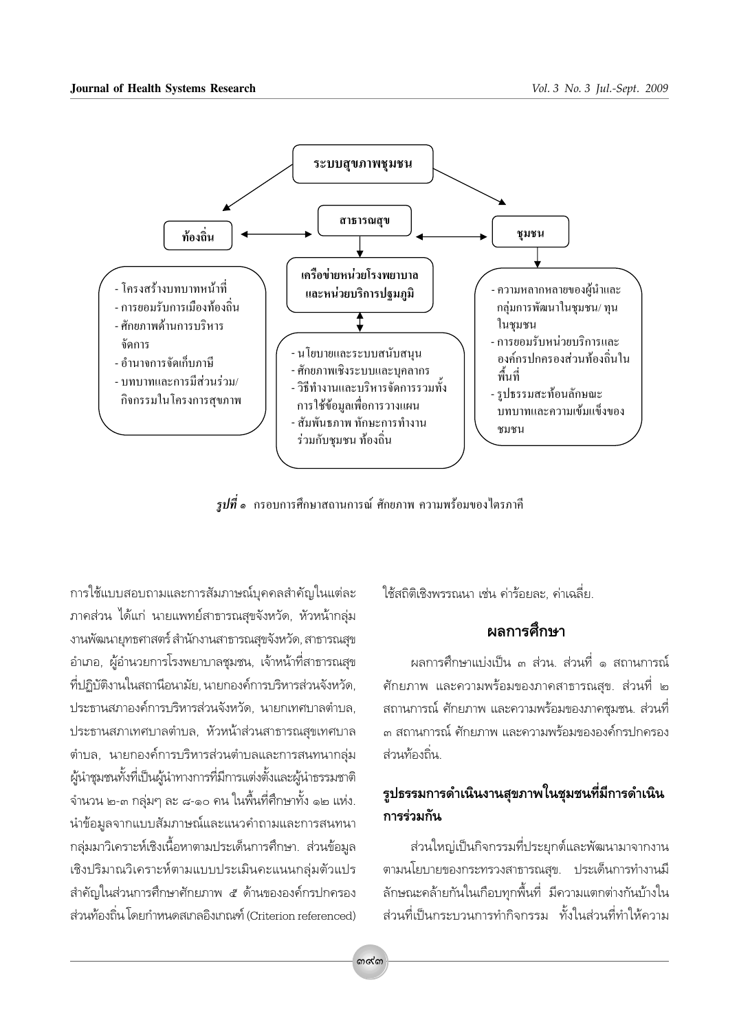ระบบสุขภาพชุมชน

ท้องถิ่น ↔ สาธารณสุข ↔ ชุมชน

**ท้องถิ่น**
- โครงสร้างบทบาทหน้าที่
- การยอมรับการเมืองท้องถิ่น
- ศักยภาพด้านการบริหารจัดการ
- อำนาจการจัดเก็บภาษี
- บทบาทและการมีส่วนร่วม/กิจกรรมในโครงการสุขภาพ

**สาธารณสุข** → **เครือข่ายหน่วยโรงพยาบาลและหน่วยบริการปฐมภูมิ**
- นโยบายและระบบสนับสนุน
- ศักยภาพเชิงระบบและบุคลากร
- วิธีทำงานและบริหารจัดการรวมทั้งการใช้ข้อมูลเพื่อการวางแผน
- สัมพันธภาพ ทักษะการทำงานร่วมกับชุมชน ท้องถิ่น

**ชุมชน**
- ความหลากหลายของผู้นำและกลุ่มการพัฒนาในชุมชน/ ทุนในชุมชน
- การยอมรับหน่วยบริการและองค์กรปกครองส่วนท้องถิ่นในพื้นที่
- รูปธรรมสะท้อนลักษณะบทบาทและความเข้มแข็งของชุมชน

***รูปที่ ๑*** กรอบการศึกษาสถานการณ์ ศักยภาพ ความพร้อมของไตรภาคี

การใช้แบบสอบถามและการสัมภาษณ์บุคคลสำคัญในแต่ละภาคส่วน ได้แก่ นายแพทย์สาธารณสุขจังหวัด, หัวหน้ากลุ่มงานพัฒนายุทธศาสตร์ สำนักงานสาธารณสุขจังหวัด, สาธารณสุขอำเภอ, ผู้อำนวยการโรงพยาบาลชุมชน, เจ้าหน้าที่สาธารณสุขที่ปฏิบัติงานในสถานีอนามัย, นายกองค์การบริหารส่วนจังหวัด, ประธานสภาองค์การบริหารส่วนจังหวัด, นายกเทศบาลตำบล, ประธานสภาเทศบาลตำบล, หัวหน้าส่วนสาธารณสุขเทศบาลตำบล, นายกองค์การบริหารส่วนตำบลและการสนทนากลุ่มผู้นำชุมชนทั้งที่เป็นผู้นำทางการที่มีการแต่งตั้งและผู้นำธรรมชาติ จำนวน ๒-๓ กลุ่มๆ ละ ๘-๑๐ คน ในพื้นที่ศึกษาทั้ง ๑๒ แห่ง. นำข้อมูลจากแบบสัมภาษณ์และแนวคำถามและการสนทนากลุ่มมาวิเคราะห์เชิงเนื้อหาตามประเด็นการศึกษา. ส่วนข้อมูลเชิงปริมาณวิเคราะห์ตามแบบประเมินคะแนนกลุ่มตัวแปรสำคัญในส่วนการศึกษาศักยภาพ ๕ ด้านขององค์กรปกครองส่วนท้องถิ่น โดยกำหนดสเกลอิงเกณฑ์ (Criterion referenced) ใช้สถิติเชิงพรรณนา เช่น ค่าร้อยละ, ค่าเฉลี่ย.

## ผลการศึกษา

ผลการศึกษาแบ่งเป็น ๓ ส่วน. ส่วนที่ ๑ สถานการณ์ ศักยภาพ และความพร้อมของภาคสาธารณสุข. ส่วนที่ ๒ สถานการณ์ ศักยภาพ และความพร้อมของภาคชุมชน. ส่วนที่ ๓ สถานการณ์ ศักยภาพ และความพร้อมขององค์กรปกครองส่วนท้องถิ่น.

## รูปธรรมการดำเนินงานสุขภาพในชุมชนที่มีการดำเนินการร่วมกัน

ส่วนใหญ่เป็นกิจกรรมที่ประยุกต์และพัฒนามาจากงานตามนโยบายของกระทรวงสาธารณสุข. ประเด็นการทำงานมีลักษณะคล้ายกันในเกือบทุกพื้นที่ มีความแตกต่างกันบ้างในส่วนที่เป็นกระบวนการทำกิจกรรม ทั้งในส่วนที่ทำให้ความ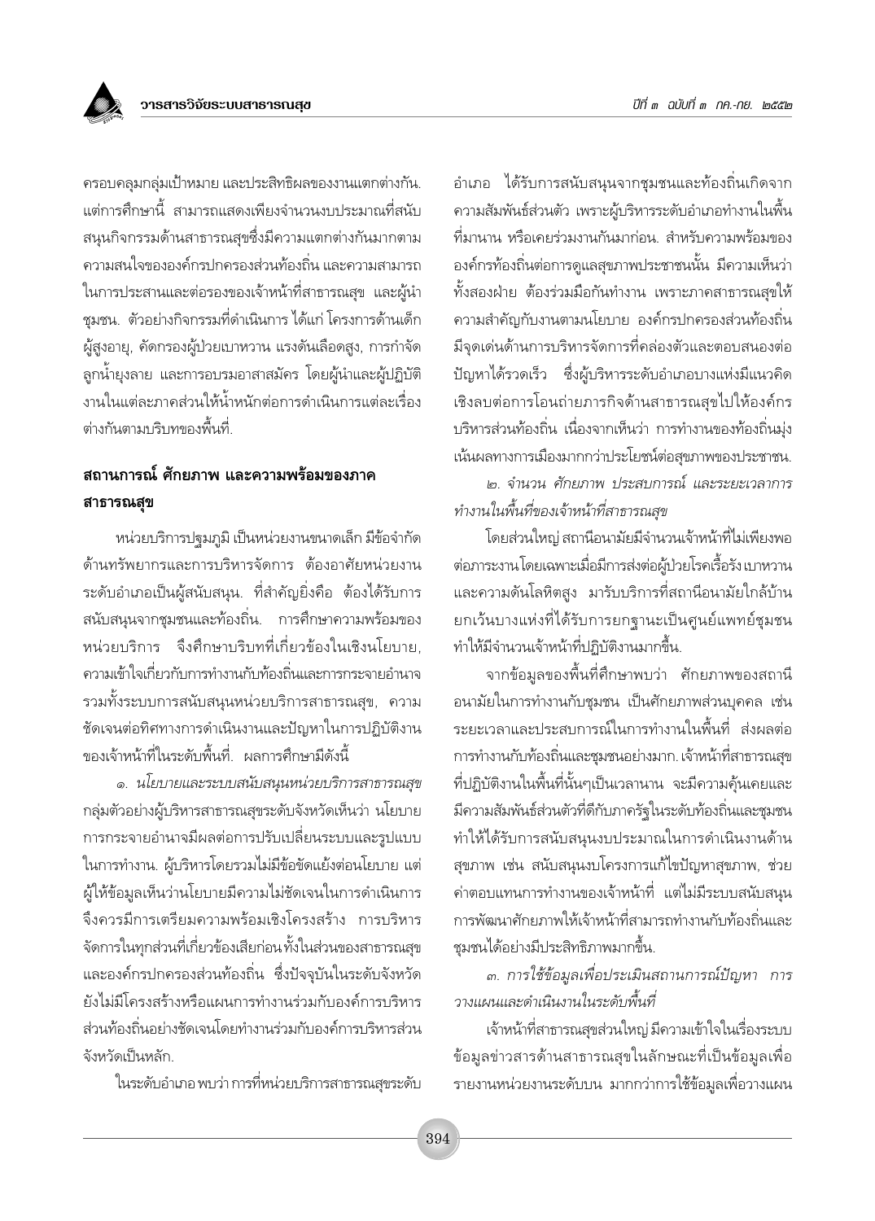ครอบคลุมกลุ่มเป้าหมาย และประสิทธิผลของงานแตกต่างกัน. แต่การศึกษานี้ สามารถแสดงเพียงจำนวนงบประมาณที่สนับสนุนกิจกรรมด้านสาธารณสุขซึ่งมีความแตกต่างกันมากตามความสนใจขององค์กรปกครองส่วนท้องถิ่น และความสามารถในการประสานและต่อรองของเจ้าหน้าที่สาธารณสุข และผู้นำชุมชน. ตัวอย่างกิจกรรมที่ดำเนินการ ได้แก่ โครงการด้านเด็ก ผู้สูงอายุ, คัดกรองผู้ป่วยเบาหวาน แรงดันเลือดสูง, การกำจัดลูกน้ำยุงลาย และการอบรมอาสาสมัคร โดยผู้นำและผู้ปฏิบัติงานในแต่ละภาคส่วนให้น้ำหนักต่อการดำเนินการแต่ละเรื่องต่างกันตามบริบทของพื้นที่.

## สถานการณ์ ศักยภาพ และความพร้อมของภาคสาธารณสุข

หน่วยบริการปฐมภูมิ เป็นหน่วยงานขนาดเล็ก มีข้อจำกัดด้านทรัพยากรและการบริหารจัดการ ต้องอาศัยหน่วยงานระดับอำเภอเป็นผู้สนับสนุน. ที่สำคัญยิ่งคือ ต้องได้รับการสนับสนุนจากชุมชนและท้องถิ่น. การศึกษาความพร้อมของหน่วยบริการ จึงศึกษาบริบทที่เกี่ยวข้องในเชิงนโยบาย, ความเข้าใจเกี่ยวกับการทำงานกับท้องถิ่นและการกระจายอำนาจ รวมทั้งระบบการสนับสนุนหน่วยบริการสาธารณสุข, ความชัดเจนต่อทิศทางการดำเนินงานและปัญหาในการปฏิบัติงานของเจ้าหน้าที่ในระดับพื้นที่. ผลการศึกษามีดังนี้

๑. *นโยบายและระบบสนับสนุนหน่วยบริการสาธารณสุข* กลุ่มตัวอย่างผู้บริหารสาธารณสุขระดับจังหวัดเห็นว่า นโยบายการกระจายอำนาจมีผลต่อการปรับเปลี่ยนระบบและรูปแบบในการทำงาน. ผู้บริหารโดยรวมไม่มีข้อขัดแย้งต่อนโยบาย แต่ผู้ให้ข้อมูลเห็นว่านโยบายมีความไม่ชัดเจนในการดำเนินการ จึงควรมีการเตรียมความพร้อมเชิงโครงสร้าง การบริหารจัดการในทุกส่วนที่เกี่ยวข้องเสียก่อนทั้งในส่วนของสาธารณสุขและองค์กรปกครองส่วนท้องถิ่น ซึ่งปัจจุบันในระดับจังหวัดยังไม่มีโครงสร้างหรือแผนการทำงานร่วมกับองค์การบริหารส่วนท้องถิ่นอย่างชัดเจนโดยทำงานร่วมกับองค์การบริหารส่วนจังหวัดเป็นหลัก.

ในระดับอำเภอ พบว่า การที่หน่วยบริการสาธารณสุขระดับอำเภอ ได้รับการสนับสนุนจากชุมชนและท้องถิ่นเกิดจากความสัมพันธ์ส่วนตัว เพราะผู้บริหารระดับอำเภอทำงานในพื้นที่มานาน หรือเคยร่วมงานกันมาก่อน. สำหรับความพร้อมขององค์กรท้องถิ่นต่อการดูแลสุขภาพประชาชนนั้น มีความเห็นว่าทั้งสองฝ่าย ต้องร่วมมือกันทำงาน เพราะภาคสาธารณสุขให้ความสำคัญกับงานตามนโยบาย องค์กรปกครองส่วนท้องถิ่นมีจุดเด่นด้านการบริหารจัดการที่คล่องตัวและตอบสนองต่อปัญหาได้รวดเร็ว ซึ่งผู้บริหารระดับอำเภอบางแห่งมีแนวคิดเชิงลบต่อการโอนถ่ายภารกิจด้านสาธารณสุขไปให้องค์กรบริหารส่วนท้องถิ่น เนื่องจากเห็นว่า การทำงานของท้องถิ่นมุ่งเน้นผลทางการเมืองมากกว่าประโยชน์ต่อสุขภาพของประชาชน.

๒. *จำนวน ศักยภาพ ประสบการณ์ และระยะเวลาการทำงานในพื้นที่ของเจ้าหน้าที่สาธารณสุข*

โดยส่วนใหญ่ สถานีอนามัยมีจำนวนเจ้าหน้าที่ไม่เพียงพอต่อภาระงานโดยเฉพาะเมื่อมีการส่งต่อผู้ป่วยโรคเรื้อรัง เบาหวาน และความดันโลหิตสูง มารับบริการที่สถานีอนามัยใกล้บ้าน ยกเว้นบางแห่งที่ได้รับการยกฐานะเป็นศูนย์แพทย์ชุมชน ทำให้มีจำนวนเจ้าหน้าที่ปฏิบัติงานมากขึ้น.

จากข้อมูลของพื้นที่ศึกษาพบว่า ศักยภาพของสถานีอนามัยในการทำงานกับชุมชน เป็นศักยภาพส่วนบุคคล เช่น ระยะเวลาและประสบการณ์ในการทำงานในพื้นที่ ส่งผลต่อการทำงานกับท้องถิ่นและชุมชนอย่างมาก. เจ้าหน้าที่สาธารณสุขที่ปฏิบัติงานในพื้นที่นั้นๆเป็นเวลานาน จะมีความคุ้นเคยและมีความสัมพันธ์ส่วนตัวที่ดีกับภาครัฐในระดับท้องถิ่นและชุมชน ทำให้ได้รับการสนับสนุนงบประมาณในการดำเนินงานด้านสุขภาพ เช่น สนับสนุนงบโครงการแก้ไขปัญหาสุขภาพ, ช่วยค่าตอบแทนการทำงานของเจ้าหน้าที่ แต่ไม่มีระบบสนับสนุนการพัฒนาศักยภาพให้เจ้าหน้าที่สามารถทำงานกับท้องถิ่นและชุมชนได้อย่างมีประสิทธิภาพมากขึ้น.

๓. *การใช้ข้อมูลเพื่อประเมินสถานการณ์ปัญหา การวางแผนและดำเนินงานในระดับพื้นที่*

เจ้าหน้าที่สาธารณสุขส่วนใหญ่ มีความเข้าใจในเรื่องระบบข้อมูลข่าวสารด้านสาธารณสุขในลักษณะที่เป็นข้อมูลเพื่อรายงานหน่วยงานระดับบน มากกว่าการใช้ข้อมูลเพื่อวางแผน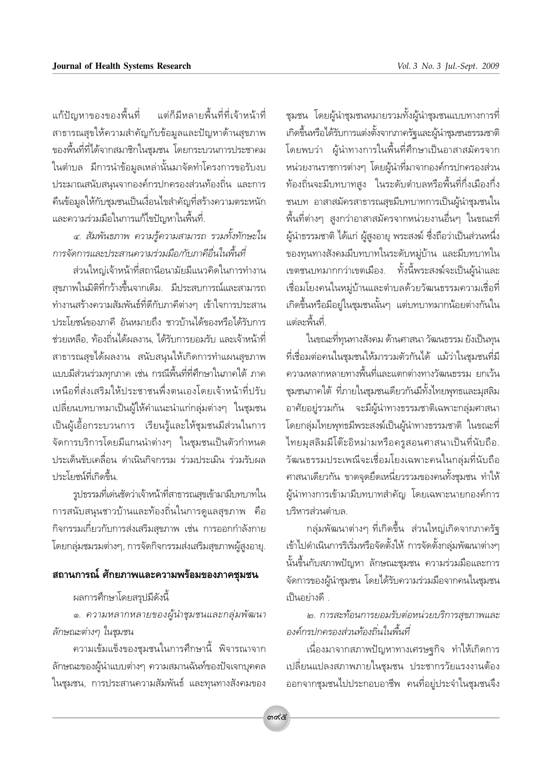แก้ปัญหาของของพื้นที่ แต่ก็มีหลายพื้นที่ที่เจ้าหน้าที่สาธารณสุขให้ความสำคัญกับข้อมูลและปัญหาด้านสุขภาพของพื้นที่ที่ได้จากสมาชิกในชุมชน โดยกระบวนการประชาคมในตำบล มีการนำข้อมูลเหล่านั้นมาจัดทำโครงการขอรับงบประมาณสนับสนุนจากองค์กรปกครองส่วนท้องถิ่น และการคืนข้อมูลให้กับชุมชนเป็นเงื่อนไขสำคัญที่สร้างความตระหนักและความร่วมมือในการแก้ไขปัญหาในพื้นที่.

*๔. สัมพันธภาพ ความรู้ความสามารถ รวมทั้งทักษะในการจัดการและประสานความร่วมมือกับภาคีอื่นในพื้นที่*

ส่วนใหญ่เจ้าหน้าที่สถานีอนามัยมีแนวคิดในการทำงานสุขภาพในมิติที่กว้างขึ้นจากเดิม มีประสบการณ์และสามารถทำงานสร้างความสัมพันธ์ที่ดีกับภาคีต่างๆ เข้าใจการประสานประโยชน์ของภาคี อันหมายถึง ชาวบ้านได้ของหรือได้รับการช่วยเหลือ, ท้องถิ่นได้ผลงาน, ได้รับการยอมรับ และเจ้าหน้าที่สาธารณสุขได้ผลงาน สนับสนุนให้เกิดการทำแผนสุขภาพแบบมีส่วนร่วมทุกภาค เช่น กรณีพื้นที่ที่ศึกษาในภาคใต้ ภาคเหนือที่ส่งเสริมให้ประชาชนพึ่งตนเองโดยเจ้าหน้าที่ปรับเปลี่ยนบทบาทมาเป็นผู้ให้คำแนะนำแก่กลุ่มต่างๆ ในชุมชน เป็นผู้เอื้อกระบวนการ เรียนรู้และให้ชุมชนมีส่วนในการจัดการบริการโดยมีแกนนำต่างๆ ในชุมชนเป็นตัวกำหนดประเด็นขับเคลื่อน ดำเนินกิจกรรม ร่วมประเมิน ร่วมรับผลประโยชน์ที่เกิดขึ้น.

รูปธรรมที่เด่นชัดว่าเจ้าหน้าที่สาธารณสุขเข้ามามีบทบาทในการสนับสนุนชาวบ้านและท้องถิ่นในการดูแลสุขภาพ คือ กิจกรรมเกี่ยวกับการส่งเสริมสุขภาพ เช่น การออกกำลังกายโดยกลุ่มชมรมต่างๆ, การจัดกิจกรรมส่งเสริมสุขภาพผู้สูงอายุ.

## สถานการณ์ ศักยภาพและความพร้อมของภาคชุมชน

ผลการศึกษาโดยสรุปมีดังนี้

*๑. ความหลากหลายของผู้นำชุมชนและกลุ่มพัฒนาลักษณะต่างๆ ในชุมชน*

ความเข้มแข็งของชุมชนในการศึกษานี้ พิจารณาจากลักษณะของผู้นำแบบต่างๆ ความสมานฉันท์ของปัจเจกบุคคลในชุมชน, การประสานความสัมพันธ์ และทุนทางสังคมของชุมชน โดยผู้นำชุมชนหมายรวมทั้งผู้นำชุมชนแบบทางการที่เกิดขึ้นหรือได้รับการแต่งตั้งจากภาครัฐและผู้นำชุมชนธรรมชาติ โดยพบว่า ผู้นำทางการในพื้นที่ศึกษาเป็นอาสาสมัครจากหน่วยงานราชการต่างๆ โดยผู้นำที่มาจากองค์กรปกครองส่วนท้องถิ่นจะมีบทบาทสูง ในระดับตำบลหรือพื้นที่กึ่งเมืองกึ่งชนบท อาสาสมัครสาธารณสุขมีบทบาทการเป็นผู้นำชุมชนในพื้นที่ต่างๆ สูงกว่าอาสาสมัครจากหน่วยงานอื่นๆ ในขณะที่ผู้นำธรรมชาติ ได้แก่ ผู้สูงอายุ พระสงฆ์ ซึ่งถือว่าเป็นส่วนหนึ่งของทุนทางสังคมมีบทบาทในระดับหมู่บ้าน และมีบทบาทในเขตชนบทมากกว่าเขตเมือง. ทั้งนี้พระสงฆ์จะเป็นผู้นำและเชื่อมโยงคนในหมู่บ้านและตำบลด้วยวัฒนธรรมความเชื่อที่เกิดขึ้นหรือมีอยู่ในชุมชนนั้นๆ แต่บทบาทมากน้อยต่างกันในแต่ละพื้นที่.

ในขณะที่ทุนทางสังคม ด้านศาสนา วัฒนธรรม ยังเป็นทุนที่เชื่อมต่อคนในชุมชนให้มารวมตัวกันได้ แม้ว่าในชุมชนที่มีความหลากหลายทางพื้นที่และแตกต่างทางวัฒนธรรม ยกเว้นชุมชนภาคใต้ ที่ภายในชุมชนเดียวกันมีทั้งไทยพุทธและมุสลิมอาศัยอยู่รวมกัน จะมีผู้นำทางธรรมชาติเฉพาะกลุ่มศาสนา โดยกลุ่มไทยพุทธมีพระสงฆ์เป็นผู้นำทางธรรมชาติ ในขณะที่ไทยมุสลิมมีโต๊ะอิหม่ามหรือครูสอนศาสนาเป็นที่นับถือ. วัฒนธรรมประเพณีจะเชื่อมโยงเฉพาะคนในกลุ่มที่นับถือศาสนาเดียวกัน ขาดจุดยึดเหนี่ยวรวมของคนทั้งชุมชน ทำให้ผู้นำทางการเข้ามามีบทบาทสำคัญ โดยเฉพาะนายกองค์การบริหารส่วนตำบล.

กลุ่มพัฒนาต่างๆ ที่เกิดขึ้น ส่วนใหญ่เกิดจากภาครัฐเข้าไปดำเนินการริเริ่มหรือจัดตั้งให้ การจัดตั้งกลุ่มพัฒนาต่างๆ นั้นขึ้นกับสภาพปัญหา ลักษณะชุมชน ความร่วมมือและการจัดการของผู้นำชุมชน โดยได้รับความร่วมมือจากคนในชุมชนเป็นอย่างดี .

*๒. การสะท้อนการยอมรับต่อหน่วยบริการสุขภาพและองค์กรปกครองส่วนท้องถิ่นในพื้นที่*

เนื่องมาจากสภาพปัญหาทางเศรษฐกิจ ทำให้เกิดการเปลี่ยนแปลงสภาพภายในชุมชน ประชากรวัยแรงงานต้องออกจากชุมชนไปประกอบอาชีพ คนที่อยู่ประจำในชุมชนจึง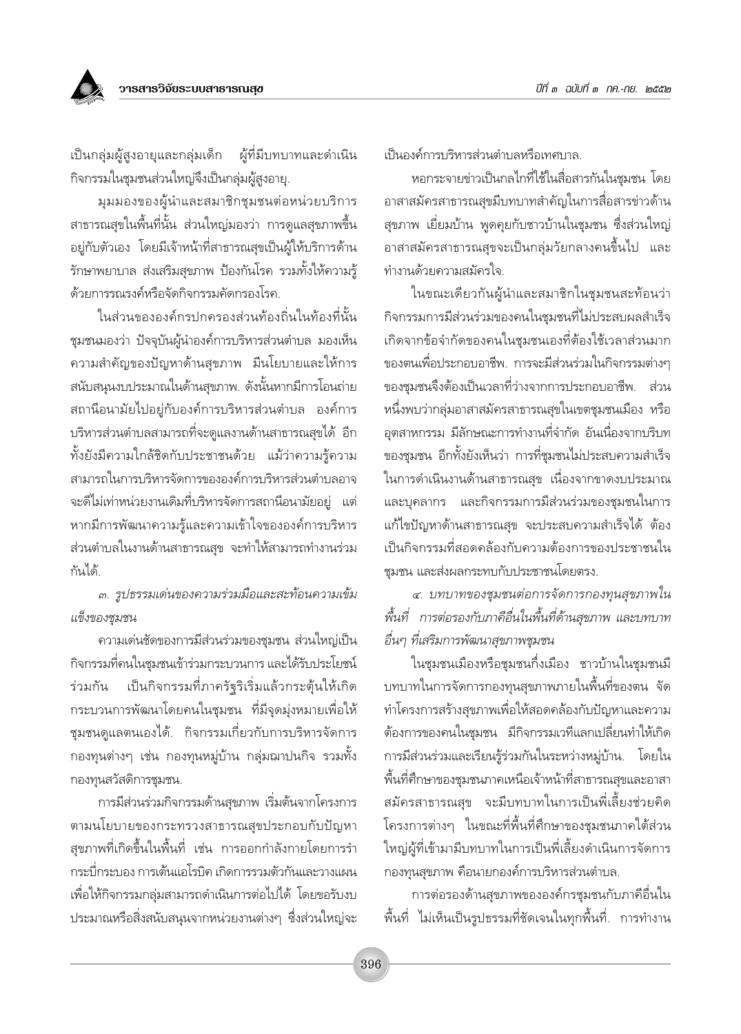เป็นกลุ่มผู้สูงอายุและกลุ่มเด็ก ผู้ที่มีบทบาทและดำเนินกิจกรรมในชุมชนส่วนใหญ่จึงเป็นกลุ่มผู้สูงอายุ.

มุมมองของผู้นำและสมาชิกชุมชนต่อหน่วยบริการสาธารณสุขในพื้นที่นั้น ส่วนใหญ่มองว่า การดูแลสุขภาพขึ้นอยู่กับตัวเอง โดยมีเจ้าหน้าที่สาธารณสุขเป็นผู้ให้บริการด้านรักษาพยาบาล ส่งเสริมสุขภาพ ป้องกันโรค รวมทั้งให้ความรู้ด้วยการรณรงค์หรือจัดกิจกรรมคัดกรองโรค.

ในส่วนขององค์กรปกครองส่วนท้องถิ่นในท้องที่นั้น ชุมชนมองว่า ปัจจุบันผู้นำองค์การบริหารส่วนตำบล มองเห็นความสำคัญของปัญหาด้านสุขภาพ มีนโยบายและให้การสนับสนุนงบประมาณในด้านสุขภาพ. ดังนั้นหากมีการโอนถ่ายสถานีอนามัยไปอยู่กับองค์การบริหารส่วนตำบล องค์การบริหารส่วนตำบลสามารถที่จะดูแลงานด้านสาธารณสุขได้ อีกทั้งยังมีความใกล้ชิดกับประชาชนด้วย แม้ว่าความรู้ความสามารถในการบริหารจัดการขององค์การบริหารส่วนตำบลอาจจะดีไม่เท่าหน่วยงานเดิมที่บริหารจัดการสถานีอนามัยอยู่ แต่หากมีการพัฒนาความรู้และความเข้าใจขององค์การบริหารส่วนตำบลในงานด้านสาธารณสุข จะทำให้สามารถทำงานร่วมกันได้.

*๓. รูปธรรมเด่นของความร่วมมือและสะท้อนความเข้มแข็งของชุมชน*

ความเด่นชัดของการมีส่วนร่วมของชุมชน ส่วนใหญ่เป็นกิจกรรมที่คนในชุมชนเข้าร่วมกระบวนการ และได้รับประโยชน์ร่วมกัน เป็นกิจกรรมที่ภาครัฐริเริ่มแล้วกระตุ้นให้เกิดกระบวนการพัฒนาโดยคนในชุมชน ที่มีจุดมุ่งหมายเพื่อให้ชุมชนดูแลตนเองได้. กิจกรรมเกี่ยวกับการบริหารจัดการกองทุนต่างๆ เช่น กองทุนหมู่บ้าน กลุ่มฌาปนกิจ รวมทั้งกองทุนสวัสดิการชุมชน.

การมีส่วนร่วมกิจกรรมด้านสุขภาพ เริ่มต้นจากโครงการตามนโยบายของกระทรวงสาธารณสุขประกอบกับปัญหาสุขภาพที่เกิดขึ้นในพื้นที่ เช่น การออกกำลังกายโดยการรำกระบี่กระบอง การเต้นแอโรบิค เกิดการรวมตัวกันและวางแผนเพื่อให้กิจกรรมกลุ่มสามารถดำเนินการต่อไปได้ โดยขอรับงบประมาณหรือสิ่งสนับสนุนจากหน่วยงานต่างๆ ซึ่งส่วนใหญ่จะเป็นองค์การบริหารส่วนตำบลหรือเทศบาล.

หอกระจายข่าวเป็นกลไกที่ใช้ในสื่อสารกันในชุมชน โดยอาสาสมัครสาธารณสุขมีบทบาทสำคัญในการสื่อสารข่าวด้านสุขภาพ เยี่ยมบ้าน พูดคุยกับชาวบ้านในชุมชน ซึ่งส่วนใหญ่อาสาสมัครสาธารณสุขจะเป็นกลุ่มวัยกลางคนขึ้นไป และทำงานด้วยความสมัครใจ.

ในขณะเดียวกันผู้นำและสมาชิกในชุมชนสะท้อนว่า กิจกรรมการมีส่วนร่วมของคนในชุมชนที่ไม่ประสบผลสำเร็จเกิดจากข้อจำกัดของคนในชุมชนเองที่ต้องใช้เวลาส่วนมากของตนเพื่อประกอบอาชีพ. การจะมีส่วนร่วมในกิจกรรมต่างๆ ของชุมชนจึงต้องเป็นเวลาที่ว่างจากการประกอบอาชีพ. ส่วนหนึ่งพบว่ากลุ่มอาสาสมัครสาธารณสุขในเขตชุมชนเมือง หรืออุตสาหกรรม มีลักษณะการทำงานที่จำกัด อันเนื่องจากบริบทของชุมชน อีกทั้งยังเห็นว่า การที่ชุมชนไม่ประสบความสำเร็จในการดำเนินงานด้านสาธารณสุข เนื่องจากขาดงบประมาณและบุคลากร และกิจกรรมการมีส่วนร่วมของชุมชนในการแก้ไขปัญหาด้านสาธารณสุข จะประสบความสำเร็จได้ ต้องเป็นกิจกรรมที่สอดคล้องกับความต้องการของประชาชนในชุมชน และส่งผลกระทบกับประชาชนโดยตรง.

*๔. บทบาทของชุมชนต่อการจัดการกองทุนสุขภาพในพื้นที่ การต่อรองกับภาคีอื่นในพื้นที่ด้านสุขภาพ และบทบาทอื่นๆ ที่เสริมการพัฒนาสุขภาพชุมชน*

ในชุมชนเมืองหรือชุมชนกึ่งเมือง ชาวบ้านในชุมชนมีบทบาทในการจัดการกองทุนสุขภาพภายในพื้นที่ของตน จัดทำโครงการสร้างสุขภาพเพื่อให้สอดคล้องกับปัญหาและความต้องการของคนในชุมชน มีกิจกรรมเวทีแลกเปลี่ยนทำให้เกิดการมีส่วนร่วมและเรียนรู้ร่วมกันในระหว่างหมู่บ้าน. โดยในพื้นที่ศึกษาของชุมชนภาคเหนือเจ้าหน้าที่สาธารณสุขและอาสาสมัครสาธารณสุข จะมีบทบาทในการเป็นพี่เลี้ยงช่วยคิดโครงการต่างๆ ในขณะที่พื้นที่ศึกษาของชุมชนภาคใต้ส่วนใหญ่ผู้ที่เข้ามามีบทบาทในการเป็นพี่เลี้ยงดำเนินการจัดการกองทุนสุขภาพ คือนายกองค์การบริหารส่วนตำบล.

การต่อรองด้านสุขภาพขององค์กรชุมชนกับภาคีอื่นในพื้นที่ ไม่เห็นเป็นรูปธรรมที่ชัดเจนในทุกพื้นที่. การทำงาน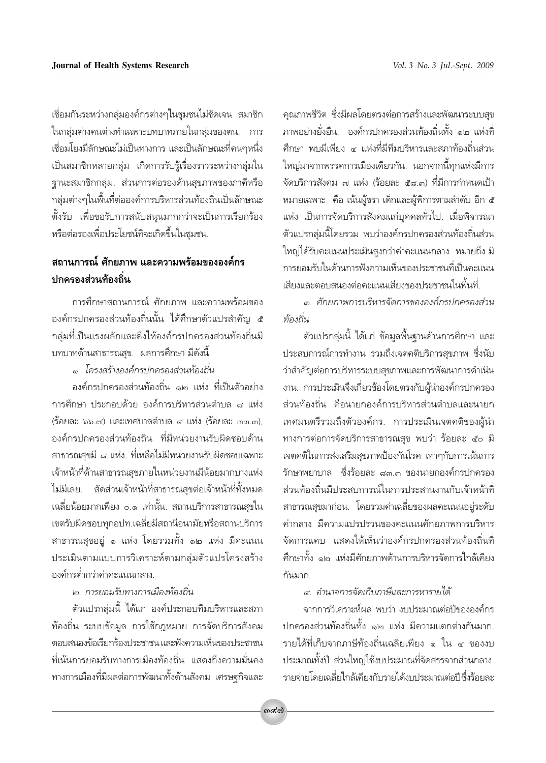เชื่อมกันระหว่างกลุ่มองค์กรต่างๆในชุมชนไม่ชัดเจน สมาชิกในกลุ่มต่างคนต่างทำเฉพาะบทบาทภายในกลุ่มของตน. การเชื่อมโยงมีลักษณะไม่เป็นทางการ และเป็นลักษณะที่คนๆหนึ่งเป็นสมาชิกหลายกลุ่ม เกิดการรับรู้เรื่องราวระหว่างกลุ่มในฐานะสมาชิกกลุ่ม. ส่วนการต่อรองด้านสุขภาพของภาคีหรือกลุ่มต่างๆในพื้นที่ต่อองค์การบริหารส่วนท้องถิ่นเป็นลักษณะตั้งรับ เพื่อขอรับการสนับสนุนมากกว่าจะเป็นการเรียกร้องหรือต่อรองเพื่อประโยชน์ที่จะเกิดขึ้นในชุมชน.

## สถานการณ์ ศักยภาพ และความพร้อมขององค์กรปกครองส่วนท้องถิ่น

การศึกษาสถานการณ์ ศักยภาพ และความพร้อมขององค์กรปกครองส่วนท้องถิ่นนั้น ได้ศึกษาตัวแปรสำคัญ ๕ กลุ่มที่เป็นแรงผลักและดึงให้องค์กรปกครองส่วนท้องถิ่นมีบทบาทด้านสาธารณสุข. ผลการศึกษา มีดังนี้

*๑. โครงสร้างองค์กรปกครองส่วนท้องถิ่น*

องค์กรปกครองส่วนท้องถิ่น ๑๒ แห่ง ที่เป็นตัวอย่างการศึกษา ประกอบด้วย องค์การบริหารส่วนตำบล ๘ แห่ง (ร้อยละ ๖๖.๗) และเทศบาลตำบล ๔ แห่ง (ร้อยละ ๓๓.๓), องค์กรปกครองส่วนท้องถิ่น ที่มีหน่วยงานรับผิดชอบด้านสาธารณสุขมี ๘ แห่ง. ที่เหลือไม่มีหน่วยงานรับผิดชอบเฉพาะ เจ้าหน้าที่ด้านสาธารณสุขภายในหน่วยงานมีน้อยมากบางแห่งไม่มีเลย. สัดส่วนเจ้าหน้าที่สาธารณสุขต่อเจ้าหน้าที่ทั้งหมดเฉลี่ยน้อยมากเพียง ๐.๑ เท่านั้น. สถานบริการสาธารณสุขในเขตรับผิดชอบทุกอปท.เฉลี่ยมีสถานีอนามัยหรือสถานบริการสาธารณสุขอยู่ ๑ แห่ง โดยรวมทั้ง ๑๒ แห่ง มีคะแนนประเมินตามแบบการวิเคราะห์ตามกลุ่มตัวแปรโครงสร้างองค์กรต่ำกว่าค่าคะแนนกลาง.

*๒. การยอมรับทางการเมืองท้องถิ่น*

ตัวแปรกลุ่มนี้ ได้แก่ องค์ประกอบทีมบริหารและสภาท้องถิ่น ระบบข้อมูล การใช้กฎหมาย การจัดบริการสังคม ตอบสนองข้อเรียกร้องประชาชน และฟังความเห็นของประชาชนที่เน้นการยอมรับทางการเมืองท้องถิ่น แสดงถึงความมั่นคงทางการเมืองที่มีผลต่อการพัฒนาทั้งด้านสังคม เศรษฐกิจและคุณภาพชีวิต ซึ่งมีผลโดยตรงต่อการสร้างและพัฒนาระบบสุขภาพอย่างยั่งยืน. องค์กรปกครองส่วนท้องถิ่นทั้ง ๑๒ แห่งที่ศึกษา พบมีเพียง ๔ แห่งที่มีทีมบริหารและสภาท้องถิ่นส่วนใหญ่มาจากพรรคการเมืองเดียวกัน. นอกจากนี้ทุกแห่งมีการจัดบริการสังคม ๗ แห่ง (ร้อยละ ๕๘.๓) ที่มีการกำหนดเป้าหมายเฉพาะ คือ เน้นผู้ชรา เด็กและผู้พิการตามลำดับ อีก ๕ แห่ง เป็นการจัดบริการสังคมแก่บุคคลทั่วไป. เมื่อพิจารณาตัวแปรกลุ่มนี้โดยรวม พบว่าองค์กรปกครองส่วนท้องถิ่นส่วนใหญ่ได้รับคะแนนประเมินสูงกว่าค่าคะแนนกลาง หมายถึง มีการยอมรับในด้านการฟังความเห็นของประชาชนที่เป็นคะแนนเสียงและตอบสนองต่อคะแนนเสียงของประชาชนในพื้นที่.

*๓. ศักยภาพการบริหารจัดการขององค์กรปกครองส่วนท้องถิ่น*

ตัวแปรกลุ่มนี้ ได้แก่ ข้อมูลพื้นฐานด้านการศึกษา และประสบการณ์การทำงาน รวมถึงเจตคติบริการสุขภาพ ซึ่งนับว่าสำคัญต่อการบริหารระบบสุขภาพและการพัฒนาการดำเนินงาน. การประเมินจึงเกี่ยวข้องโดยตรงกับผู้นำองค์กรปกครองส่วนท้องถิ่น คือนายกองค์การบริหารส่วนตำบลและนายกเทศมนตรีรวมถึงตัวองค์กร. การประเมินเจตคติของผู้นำทางการต่อการจัดบริการสาธารณสุข พบว่า ร้อยละ ๕๐ มีเจตคติในการส่งเสริมสุขภาพป้องกันโรค เท่าๆกับการเน้นการรักษาพยาบาล ซึ่งร้อยละ ๘๓.๓ ของนายกองค์กรปกครองส่วนท้องถิ่นมีประสบการณ์ในการประสานงานกับเจ้าหน้าที่สาธารณสุขมาก่อน. โดยรวมค่าเฉลี่ยของผลคะแนนอยู่ระดับค่ากลาง มีความแปรปรวนของคะแนนศักยภาพการบริหารจัดการแคบ แสดงให้เห็นว่าองค์กรปกครองส่วนท้องถิ่นที่ศึกษาทั้ง ๑๒ แห่งมีศักยภาพด้านการบริหารจัดการใกล้เคียงกันมาก.

*๔. อำนาจการจัดเก็บภาษีและการหารายได้*

จากการวิเคราะห์ผล พบว่า งบประมาณต่อปีขององค์กรปกครองส่วนท้องถิ่นทั้ง ๑๒ แห่ง มีความแตกต่างกันมาก. รายได้ที่เก็บจากภาษีท้องถิ่นเฉลี่ยเพียง ๑ ใน ๔ ของงบประมาณทั้งปี ส่วนใหญ่ใช้งบประมาณที่จัดสรรจากส่วนกลาง. รายจ่ายโดยเฉลี่ยใกล้เคียงกับรายได้งบประมาณต่อปีซึ่งร้อยละ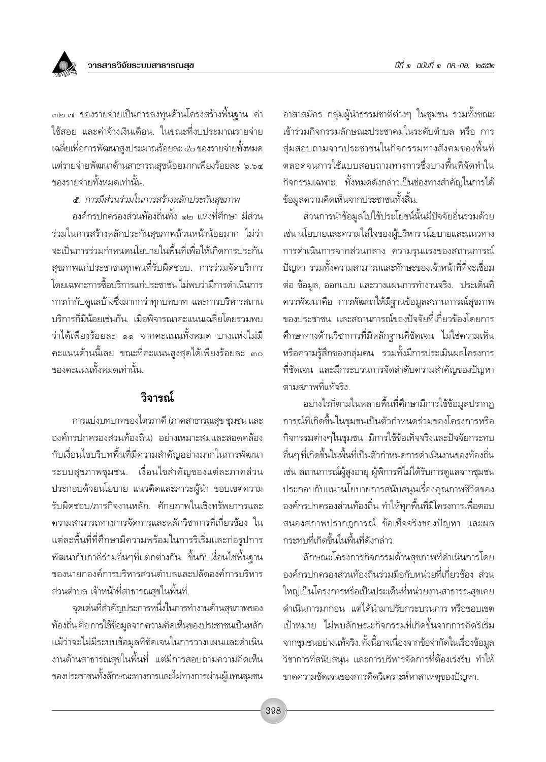๓๒.๗ ของรายจ่ายเป็นการลงทุนด้านโครงสร้างพื้นฐาน ค่าใช้สอย และค่าจ้างเงินเดือน. ในขณะที่งบประมาณรายจ่ายเฉลี่ยเพื่อการพัฒนาสูงประมาณร้อยละ ๕๐ ของรายจ่ายทั้งหมด แต่รายจ่ายพัฒนาด้านสาธารณสุขน้อยมากเพียงร้อยละ ๖.๖๔ ของรายจ่ายทั้งหมดเท่านั้น.

*๕. การมีส่วนร่วมในการสร้างหลักประกันสุขภาพ*

องค์กรปกครองส่วนท้องถิ่นทั้ง ๑๒ แห่งที่ศึกษา มีส่วนร่วมในการสร้างหลักประกันสุขภาพถ้วนหน้าน้อยมาก ไม่ว่าจะเป็นการร่วมกำหนดนโยบายในพื้นที่เพื่อให้เกิดการประกันสุขภาพแก่ประชาชนทุกคนที่รับผิดชอบ. การร่วมจัดบริการโดยเฉพาะการซื้อบริการแก่ประชาชน ไม่พบว่ามีการดำเนินการ การกำกับดูแลบ้างซึ่งมากกว่าทุกบทบาท และการบริหารสถานบริการก็มีน้อยเช่นกัน. เมื่อพิจารณาคะแนนเฉลี่ยโดยรวมพบว่าได้เพียงร้อยละ ๑๑ จากคะแนนทั้งหมด บางแห่งไม่มีคะแนนด้านนี้เลย ขณะที่คะแนนสูงสุดได้เพียงร้อยละ ๓๐ ของคะแนนทั้งหมดเท่านั้น.

## วิจารณ์

การแบ่งบทบาทของไตรภาคี (ภาคสาธารณสุข ชุมชน และองค์กรปกครองส่วนท้องถิ่น) อย่างเหมาะสมและสอดคล้องกับเงื่อนไขบริบทพื้นที่มีความสำคัญอย่างมากในการพัฒนาระบบสุขภาพชุมชน. เงื่อนไขสำคัญของแต่ละภาคส่วนประกอบด้วยนโยบาย แนวคิดและภาวะผู้นำ ขอบเขตความรับผิดชอบ/ภารกิจงานหลัก. ศักยภาพในเชิงทรัพยากรและความสามารถทางการจัดการและหลักวิชาการที่เกี่ยวข้อง ในแต่ละพื้นที่ที่ศึกษามีความพร้อมในการริเริ่มและก่อรูปการพัฒนากับภาคีร่วมอื่นๆที่แตกต่างกัน ขึ้นกับเงื่อนไขพื้นฐานของนายกองค์การบริหารส่วนตำบลและปลัดองค์การบริหารส่วนตำบล เจ้าหน้าที่สาธารณสุขในพื้นที่.

จุดเด่นที่สำคัญประการหนึ่งในการทำงานด้านสุขภาพของท้องถิ่น คือ การใช้ข้อมูลจากความคิดเห็นของประชาชนเป็นหลัก แม้ว่าจะไม่มีระบบข้อมูลที่ชัดเจนในการวางแผนและดำเนินงานด้านสาธารณสุขในพื้นที่ แต่มีการสอบถามความคิดเห็นของประชาชนทั้งลักษณะทางการและไม่ทางการผ่านผู้แทนชุมชน อาสาสมัคร กลุ่มผู้นำธรรมชาติต่างๆ ในชุมชน รวมทั้งขณะเข้าร่วมกิจกรรมลักษณะประชาคมในระดับตำบล หรือ การสุ่มสอบถามจากประชาชนในกิจกรรมทางสังคมของพื้นที่ ตลอดจนการใช้แบบสอบถามทางการซึ่งบางพื้นที่จัดทำในกิจกรรมเฉพาะ. ทั้งหมดดังกล่าวเป็นช่องทางสำคัญในการได้ข้อมูลความคิดเห็นจากประชาชนทั้งสิ้น.

ส่วนการนำข้อมูลไปใช้ประโยชน์นั้นมีปัจจัยอื่นร่วมด้วย เช่น นโยบายและความใส่ใจของผู้บริหาร นโยบายและแนวทางการดำเนินการจากส่วนกลาง ความรุนแรงของสถานการณ์ปัญหา รวมทั้งความสามารถและทักษะของเจ้าหน้าที่ที่จะเชื่อมต่อ ข้อมูล, ออกแบบ และวางแผนการทำงานจริง. ประเด็นที่ควรพัฒนาคือ การพัฒนาให้มีฐานข้อมูลสถานการณ์สุขภาพของประชาชน และสถานการณ์ของปัจจัยที่เกี่ยวข้องโดยการศึกษาทางด้านวิชาการที่มีหลักฐานที่ชัดเจน ไม่ใช่ความเห็นหรือความรู้สึกของกลุ่มคน รวมทั้งมีการประเมินผลโครงการที่ชัดเจน และมีกระบวนการจัดลำดับความสำคัญของปัญหาตามสภาพที่แท้จริง.

อย่างไรก็ตามในหลายพื้นที่ศึกษามีการใช้ข้อมูลปรากฏการณ์ที่เกิดขึ้นในชุมชนเป็นตัวกำหนดร่วมของโครงการหรือกิจกรรมต่างๆในชุมชน มีการใช้ข้อเท็จจริงและปัจจัยกระทบอื่นๆ ที่เกิดขึ้นในพื้นที่เป็นตัวกำหนดการดำเนินงานของท้องถิ่น เช่น สถานการณ์ผู้สูงอายุ ผู้พิการที่ไม่ได้รับการดูแลจากชุมชน ประกอบกับแนวนโยบายการสนับสนุนเรื่องคุณภาพชีวิตขององค์กรปกครองส่วนท้องถิ่น ทำให้ทุกพื้นที่มีโครงการเพื่อตอบสนองสภาพปรากฏการณ์ ข้อเท็จจริงของปัญหา และผลกระทบที่เกิดขึ้นในพื้นที่ดังกล่าว.

ลักษณะโครงการกิจกรรมด้านสุขภาพที่ดำเนินการโดยองค์กรปกครองส่วนท้องถิ่นร่วมมือกับหน่วยที่เกี่ยวข้อง ส่วนใหญ่เป็นโครงการหรือเป็นประเด็นที่หน่วยงานสาธารณสุขเคยดำเนินการมาก่อน แต่ได้นำมาปรับกระบวนการ หรือขอบเขตเป้าหมาย ไม่พบลักษณะกิจกรรมที่เกิดขึ้นจากการคิดริเริ่มจากชุมชนอย่างแท้จริง. ทั้งนี้อาจเนื่องจากข้อจำกัดในเรื่องข้อมูลวิชาการที่สนับสนุน และการบริหารจัดการที่ต้องเร่งรีบ ทำให้ขาดความชัดเจนของการคิดวิเคราะห์หาสาเหตุของปัญหา.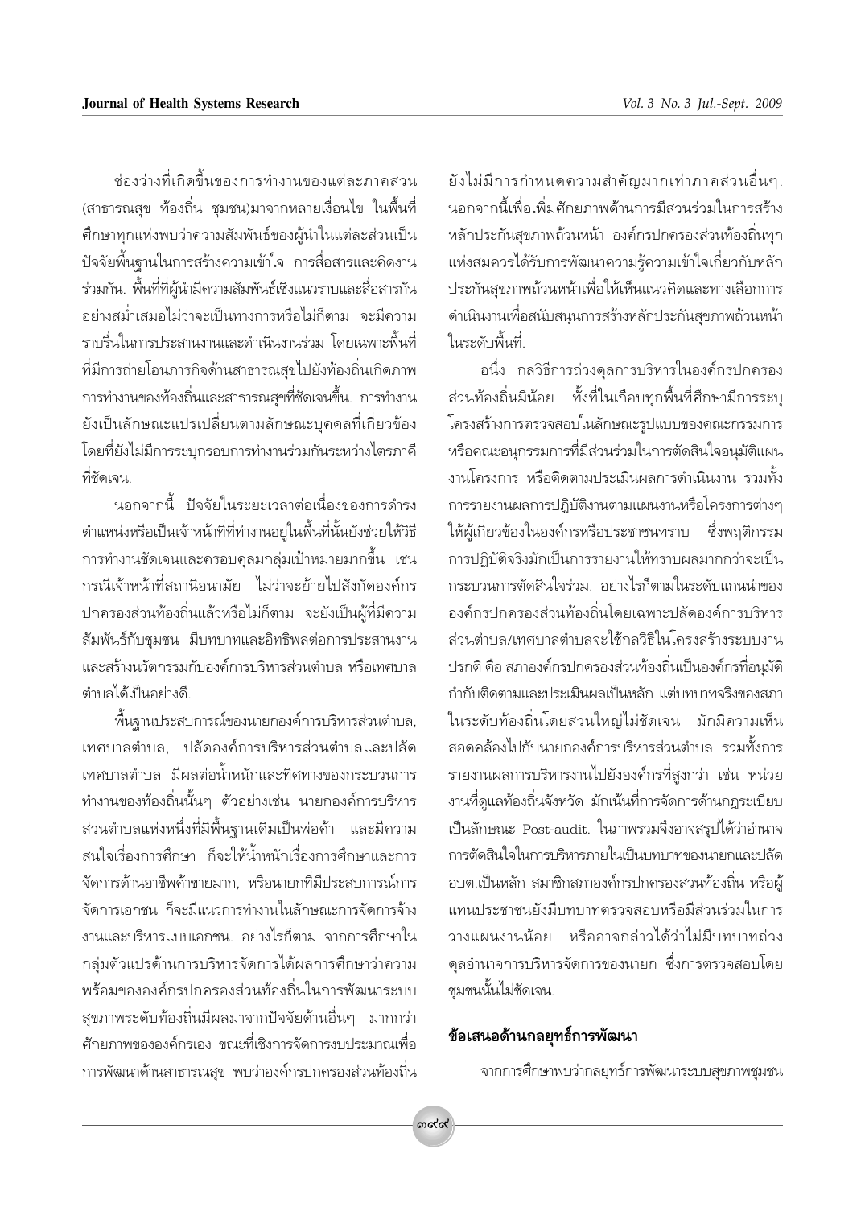ช่องว่างที่เกิดขึ้นของการทำงานของแต่ละภาคส่วน (สาธารณสุข ท้องถิ่น ชุมชน)มาจากหลายเงื่อนไข ในพื้นที่ศึกษาทุกแห่งพบว่าความสัมพันธ์ของผู้นำในแต่ละส่วนเป็นปัจจัยพื้นฐานในการสร้างความเข้าใจ การสื่อสารและคิดงานร่วมกัน. พื้นที่ที่ผู้นำมีความสัมพันธ์เชิงแนวราบและสื่อสารกันอย่างสม่ำเสมอไม่ว่าจะเป็นทางการหรือไม่ก็ตาม จะมีความราบรื่นในการประสานงานและดำเนินงานร่วม โดยเฉพาะพื้นที่ที่มีการถ่ายโอนภารกิจด้านสาธารณสุขไปยังท้องถิ่นเกิดภาพการทำงานของท้องถิ่นและสาธารณสุขที่ชัดเจนขึ้น. การทำงานยังเป็นลักษณะแปรเปลี่ยนตามลักษณะบุคคลที่เกี่ยวข้อง โดยที่ยังไม่มีการระบุกรอบการทำงานร่วมกันระหว่างไตรภาคีที่ชัดเจน.

นอกจากนี้ ปัจจัยในระยะเวลาต่อเนื่องของการดำรงตำแหน่งหรือเป็นเจ้าหน้าที่ที่ทำงานอยู่ในพื้นที่นั้นยังช่วยให้วิธีการทำงานชัดเจนและครอบคลุมกลุ่มเป้าหมายมากขึ้น เช่น กรณีเจ้าหน้าที่สถานีอนามัย ไม่ว่าจะย้ายไปสังกัดองค์กรปกครองส่วนท้องถิ่นแล้วหรือไม่ก็ตาม จะยังเป็นผู้ที่มีความสัมพันธ์กับชุมชน มีบทบาทและอิทธิพลต่อการประสานงานและสร้างนวัตกรรมกับองค์การบริหารส่วนตำบล หรือเทศบาลตำบลได้เป็นอย่างดี.

พื้นฐานประสบการณ์ของนายกองค์การบริหารส่วนตำบล, เทศบาลตำบล, ปลัดองค์การบริหารส่วนตำบลและปลัดเทศบาลตำบล มีผลต่อน้ำหนักและทิศทางของกระบวนการทำงานของท้องถิ่นนั้นๆ ตัวอย่างเช่น นายกองค์การบริหารส่วนตำบลแห่งหนึ่งที่มีพื้นฐานเดิมเป็นพ่อค้า และมีความสนใจเรื่องการศึกษา ก็จะให้น้ำหนักเรื่องการศึกษาและการจัดการด้านอาชีพค้าขายมาก, หรือนายกที่มีประสบการณ์การจัดการเอกชน ก็จะมีแนวการทำงานในลักษณะการจัดการจ้างงานและบริหารแบบเอกชน. อย่างไรก็ตาม จากการศึกษาในกลุ่มตัวแปรด้านการบริหารจัดการได้ผลการศึกษาว่าความพร้อมขององค์กรปกครองส่วนท้องถิ่นในการพัฒนาระบบสุขภาพระดับท้องถิ่นมีผลมาจากปัจจัยด้านอื่นๆ มากกว่าศักยภาพขององค์กรเอง ขณะที่เชิงการจัดการงบประมาณเพื่อการพัฒนาด้านสาธารณสุข พบว่าองค์กรปกครองส่วนท้องถิ่นยังไม่มีการกำหนดความสำคัญมากเท่าภาคส่วนอื่นๆ. นอกจากนี้เพื่อเพิ่มศักยภาพด้านการมีส่วนร่วมในการสร้างหลักประกันสุขภาพถ้วนหน้า องค์กรปกครองส่วนท้องถิ่นทุกแห่งสมควรได้รับการพัฒนาความรู้ความเข้าใจเกี่ยวกับหลักประกันสุขภาพถ้วนหน้าเพื่อให้เห็นแนวคิดและทางเลือกการดำเนินงานเพื่อสนับสนุนการสร้างหลักประกันสุขภาพถ้วนหน้าในระดับพื้นที่.

อนึ่ง กลวิธีการถ่วงดุลการบริหารในองค์กรปกครองส่วนท้องถิ่นมีน้อย ทั้งที่ในเกือบทุกพื้นที่ที่ศึกษามีการระบุโครงสร้างการตรวจสอบในลักษณะรูปแบบของคณะกรรมการหรือคณะอนุกรรมการที่มีส่วนร่วมในการตัดสินใจอนุมัติแผนงานโครงการ หรือติดตามประเมินผลการดำเนินงาน รวมทั้งการรายงานผลการปฏิบัติงานตามแผนงานหรือโครงการต่างๆ ให้ผู้เกี่ยวข้องในองค์กรหรือประชาชนทราบ ซึ่งพฤติกรรมการปฏิบัติจริงมักเป็นการรายงานให้ทราบผลมากกว่าจะเป็นกระบวนการตัดสินใจร่วม. อย่างไรก็ตามในระดับแกนนำขององค์กรปกครองส่วนท้องถิ่นโดยเฉพาะปลัดองค์การบริหารส่วนตำบล/เทศบาลตำบลจะใช้กลวิธีในโครงสร้างระบบงานปรกติ คือ สภาองค์กรปกครองส่วนท้องถิ่นเป็นองค์กรที่อนุมัติกำกับติดตามและประเมินผลเป็นหลัก แต่บทบาทจริงของสภาในระดับท้องถิ่นโดยส่วนใหญ่ไม่ชัดเจน มักมีความเห็นสอดคล้องไปกับนายกองค์การบริหารส่วนตำบล รวมทั้งการรายงานผลการบริหารงานไปยังองค์กรที่สูงกว่า เช่น หน่วยงานที่ดูแลท้องถิ่นจังหวัด มักเน้นที่การจัดการด้านกฎระเบียบเป็นลักษณะ Post-audit. ในภาพรวมจึงอาจสรุปได้ว่าอำนาจการตัดสินใจในการบริหารภายในเป็นบทบาทของนายกและปลัด อบต.เป็นหลัก สมาชิกสภาองค์กรปกครองส่วนท้องถิ่น หรือผู้แทนประชาชนยังมีบทบาทตรวจสอบหรือมีส่วนร่วมในการวางแผนงานน้อย หรืออาจกล่าวได้ว่าไม่มีบทบาทถ่วงดุลอำนาจการบริหารจัดการของนายก ซึ่งการตรวจสอบโดยชุมชนนั้นไม่ชัดเจน.

## ข้อเสนอด้านกลยุทธ์การพัฒนา

จากการศึกษาพบว่ากลยุทธ์การพัฒนาระบบสุขภาพชุมชน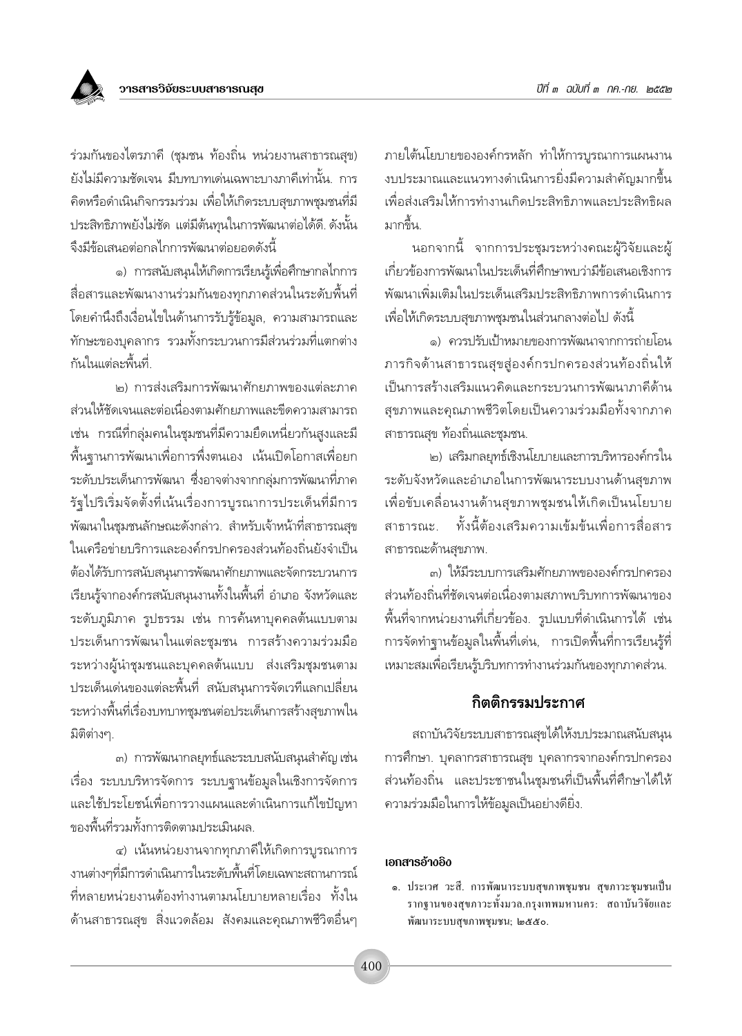ร่วมกันของไตรภาคี (ชุมชน ท้องถิ่น หน่วยงานสาธารณสุข) ยังไม่มีความชัดเจน มีบทบาทเด่นเฉพาะบางภาคีเท่านั้น. การคิดหรือดำเนินกิจกรรมร่วม เพื่อให้เกิดระบบสุขภาพชุมชนที่มีประสิทธิภาพยังไม่ชัด แต่มีต้นทุนในการพัฒนาต่อได้ดี. ดังนั้นจึงมีข้อเสนอต่อกลไกการพัฒนาต่อยอดดังนี้

๑) การสนับสนุนให้เกิดการเรียนรู้เพื่อศึกษากลไกการสื่อสารและพัฒนางานร่วมกันของทุกภาคส่วนในระดับพื้นที่ โดยคำนึงถึงเงื่อนไขในด้านการรับรู้ข้อมูล, ความสามารถและทักษะของบุคลากร รวมทั้งกระบวนการมีส่วนร่วมที่แตกต่างกันในแต่ละพื้นที่.

๒) การส่งเสริมการพัฒนาศักยภาพของแต่ละภาคส่วนให้ชัดเจนและต่อเนื่องตามศักยภาพและขีดความสามารถ เช่น กรณีที่กลุ่มคนในชุมชนที่มีความยึดเหนี่ยวกันสูงและมีพื้นฐานการพัฒนาเพื่อการพึ่งตนเอง เน้นเปิดโอกาสเพื่อยกระดับประเด็นการพัฒนา ซึ่งอาจต่างจากกลุ่มการพัฒนาที่ภาครัฐไปริเริ่มจัดตั้งที่เน้นเรื่องการบูรณาการประเด็นที่มีการพัฒนาในชุมชนลักษณะดังกล่าว. สำหรับเจ้าหน้าที่สาธารณสุขในเครือข่ายบริการและองค์กรปกครองส่วนท้องถิ่นยังจำเป็นต้องได้รับการสนับสนุนการพัฒนาศักยภาพและจัดกระบวนการเรียนรู้จากองค์กรสนับสนุนงานทั้งในพื้นที่ อำเภอ จังหวัดและระดับภูมิภาค รูปธรรม เช่น การค้นหาบุคคลต้นแบบตามประเด็นการพัฒนาในแต่ละชุมชน การสร้างความร่วมมือระหว่างผู้นำชุมชนและบุคคลต้นแบบ ส่งเสริมชุมชนตามประเด็นเด่นของแต่ละพื้นที่ สนับสนุนการจัดเวทีแลกเปลี่ยนระหว่างพื้นที่เรื่องบทบาทชุมชนต่อประเด็นการสร้างสุขภาพในมิติต่างๆ.

๓) การพัฒนากลยุทธ์และระบบสนับสนุนสำคัญ เช่น เรื่อง ระบบบริหารจัดการ ระบบฐานข้อมูลในเชิงการจัดการและใช้ประโยชน์เพื่อการวางแผนและดำเนินการแก้ไขปัญหาของพื้นที่รวมทั้งการติดตามประเมินผล.

๔) เน้นหน่วยงานจากทุกภาคีให้เกิดการบูรณาการงานต่างๆที่มีการดำเนินการในระดับพื้นที่โดยเฉพาะสถานการณ์ที่หลายหน่วยงานต้องทำงานตามนโยบายหลายเรื่อง ทั้งในด้านสาธารณสุข สิ่งแวดล้อม สังคมและคุณภาพชีวิตอื่นๆ ภายใต้นโยบายขององค์กรหลัก ทำให้การบูรณาการแผนงานงบประมาณและแนวทางดำเนินการยิ่งมีความสำคัญมากขึ้น เพื่อส่งเสริมให้การทำงานเกิดประสิทธิภาพและประสิทธิผลมากขึ้น.

นอกจากนี้ จากการประชุมระหว่างคณะผู้วิจัยและผู้เกี่ยวข้องการพัฒนาในประเด็นที่ศึกษาพบว่ามีข้อเสนอเชิงการพัฒนาเพิ่มเติมในประเด็นเสริมประสิทธิภาพการดำเนินการเพื่อให้เกิดระบบสุขภาพชุมชนในส่วนกลางต่อไป ดังนี้

๑) ควรปรับเป้าหมายของการพัฒนาจากการถ่ายโอนภารกิจด้านสาธารณสุขสู่องค์กรปกครองส่วนท้องถิ่นให้เป็นการสร้างเสริมแนวคิดและกระบวนการพัฒนาภาคีด้านสุขภาพและคุณภาพชีวิตโดยเป็นความร่วมมือทั้งจากภาคสาธารณสุข ท้องถิ่นและชุมชน.

๒) เสริมกลยุทธ์เชิงนโยบายและการบริหารองค์กรในระดับจังหวัดและอำเภอในการพัฒนาระบบงานด้านสุขภาพ เพื่อขับเคลื่อนงานด้านสุขภาพชุมชนให้เกิดเป็นนโยบายสาธารณะ. ทั้งนี้ต้องเสริมความเข้มข้นเพื่อการสื่อสารสาธารณะด้านสุขภาพ.

๓) ให้มีระบบการเสริมศักยภาพขององค์กรปกครองส่วนท้องถิ่นที่ชัดเจนต่อเนื่องตามสภาพบริบทการพัฒนาของพื้นที่จากหน่วยงานที่เกี่ยวข้อง. รูปแบบที่ดำเนินการได้ เช่น การจัดทำฐานข้อมูลในพื้นที่เด่น, การเปิดพื้นที่การเรียนรู้ที่เหมาะสมเพื่อเรียนรู้บริบทการทำงานร่วมกันของทุกภาคส่วน.

## กิตติกรรมประกาศ

สถาบันวิจัยระบบสาธารณสุขได้ให้งบประมาณสนับสนุนการศึกษา. บุคลากรสาธารณสุข บุคลากรจากองค์กรปกครองส่วนท้องถิ่น และประชาชนในชุมชนที่เป็นพื้นที่ศึกษาได้ให้ความร่วมมือในการให้ข้อมูลเป็นอย่างดียิ่ง.

### เอกสารอ้างอิง

๑. ประเวศ วะสี. การพัฒนาระบบสุขภาพชุมชน สุขภาวะชุมชนเป็นรากฐานของสุขภาวะทั้งมวล.กรุงเทพมหานคร: สถาบันวิจัยและพัฒนาระบบสุขภาพชุมชน; ๒๕๕๐.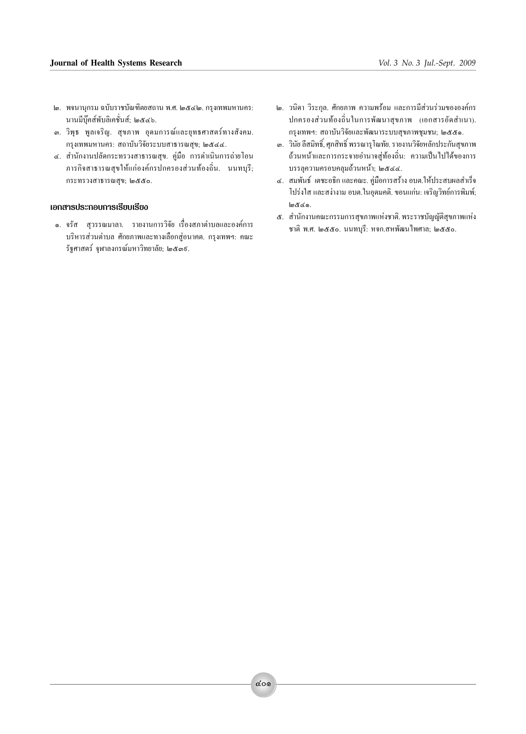๒. พจนานุกรม ฉบับราชบัณฑิตยสถาน พ.ศ. ๒๕๔๒. กรุงเทพมหานคร: นานมีบุ๊คส์พับลิเคชั่นส์; ๒๕๔๖.

๓. วิพุธ พูลเจริญ. สุขภาพ อุดมการณ์และยุทธศาสตร์ทางสังคม. กรุงเทพมหานคร: สถาบันวิจัยระบบสาธารณสุข; ๒๕๔๔.

๔. สำนักงานปลัดกระทรวงสาธารณสุข. คู่มือ การดำเนินการถ่ายโอนภารกิจสาธารณสุขให้แก่องค์กรปกครองส่วนท้องถิ่น. นนทบุรี; กระทรวงสาธารณสุข; ๒๕๕๐.

### เอกสารประกอบการเรียบเรียง

๑. จรัส สุวรรณมาลา. รายงานการวิจัย เรื่องสภาตำบลและองค์การบริหารส่วนตำบล ศักยภาพและทางเลือกสู่อนาคต. กรุงเทพฯ: คณะรัฐศาสตร์ จุฬาลงกรณ์มหาวิทยาลัย; ๒๕๓๙.

๒. วนิดา วิระกุล. ศักยภาพ ความพร้อม และการมีส่วนร่วมขององค์กรปกครองส่วนท้องถิ่นในการพัฒนาสุขภาพ (เอกสารอัดสำเนา). กรุงเทพฯ: สถาบันวิจัยและพัฒนาระบบสุขภาพชุมชน; ๒๕๕๑.

๓. วินัย ลีสมิทธิ์, ศุภสิทธิ์ พรรณารุโณทัย. รายงานวิจัยหลักประกันสุขภาพถ้วนหน้าและการกระจายอำนาจสู่ท้องถิ่น: ความเป็นไปได้ของการบรรลุความครอบคลุมถ้วนหน้า; ๒๕๔๔.

๔. สมพันธ์ เตชะอธิก และคณะ. คู่มือการสร้าง อบต.ให้ประสบผลสำเร็จ โปร่งใส และสง่างาม อบต.ในอุดมคติ. ขอนแก่น: เจริญวิทย์การพิมพ์; ๒๕๔๑.

๕. สำนักงานคณะกรรมการสุขภาพแห่งชาติ. พระราชบัญญัติสุขภาพแห่งชาติ พ.ศ. ๒๕๕๐. นนทบุรี: หจก.สหพัฒนไพศาล; ๒๕๕๐.